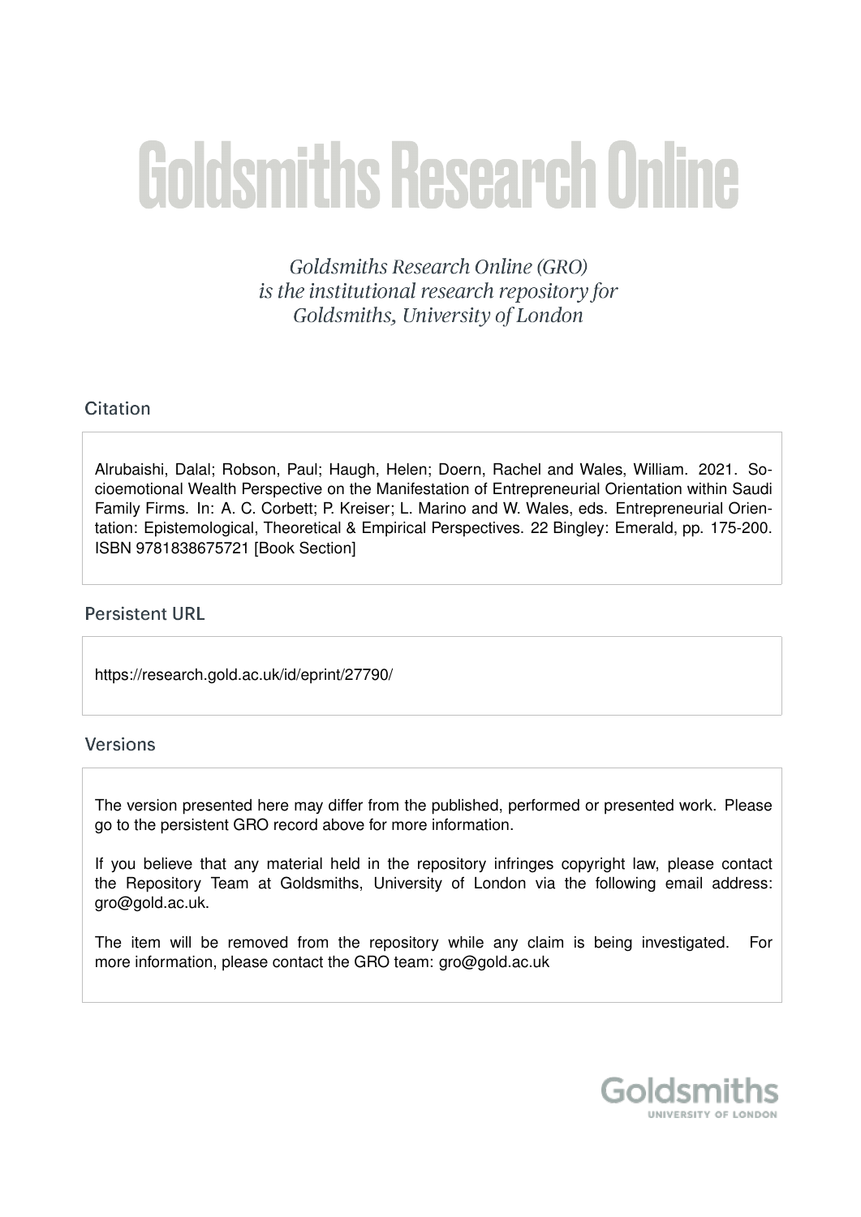# Goldsmiths Research Online

*Goldsmiths Research Online (GRO) is the institutional research repository for Goldsmiths, University of London*

## Citation

Alrubaishi, Dalal; Robson, Paul; Haugh, Helen; Doern, Rachel and Wales, William. 2021. Socioemotional Wealth Perspective on the Manifestation of Entrepreneurial Orientation within Saudi Family Firms. In: A. C. Corbett; P. Kreiser; L. Marino and W. Wales, eds. Entrepreneurial Orientation: Epistemological, Theoretical & Empirical Perspectives. 22 Bingley: Emerald, pp. 175-200. ISBN 9781838675721 [Book Section]

## Persistent URL

https://research.gold.ac.uk/id/eprint/27790/

## Versions

The version presented here may differ from the published, performed or presented work. Please go to the persistent GRO record above for more information.

If you believe that any material held in the repository infringes copyright law, please contact the Repository Team at Goldsmiths, University of London via the following email address: gro@gold.ac.uk.

The item will be removed from the repository while any claim is being investigated. For more information, please contact the GRO team: gro@gold.ac.uk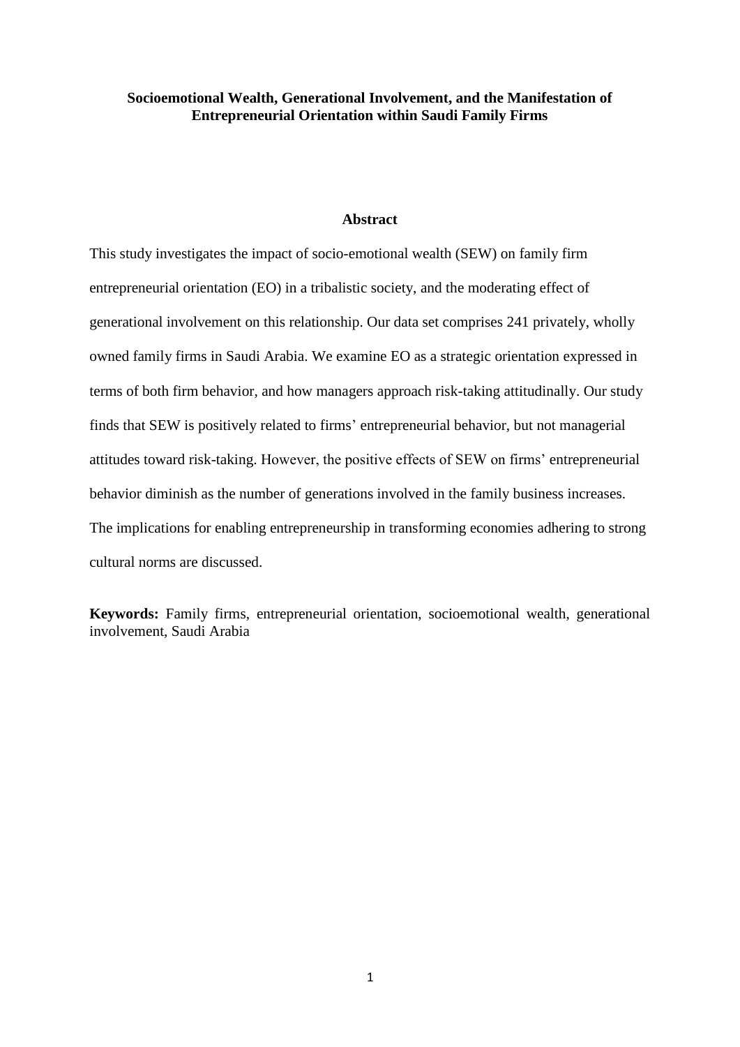**Socioemotional Wealth, Generational Involvement, and the Manifestation of Entrepreneurial Orientation within Saudi Family Firms**

## Abstract

This study investigates the impact of socio-emotional wealth (SEW) on family firm entrepreneurial orientation (EO) in a tribalistic society, and the moderating effect of generational involvement on this relationship. Our data set comprises 241 privately, wholly owned family firms in Saudi Arabia. We examine EO as a strategic orientation expressed in terms of both firm behavior, and how managers approach risk-taking attitudinally. Our study finds that SEW is positively related to firms' entrepreneurial behavior, but not managerial attitudes toward risk-taking. However, the positive effects of SEW on firms' entrepreneurial behavior diminish as the number of generations involved in the family business increases. The implications for enabling entrepreneurship in transforming economies adhering to strong cultural norms are discussed.

**Keywords:** Family firms, entrepreneurial orientation, socioemotional wealth, generational involvement, Saudi Arabia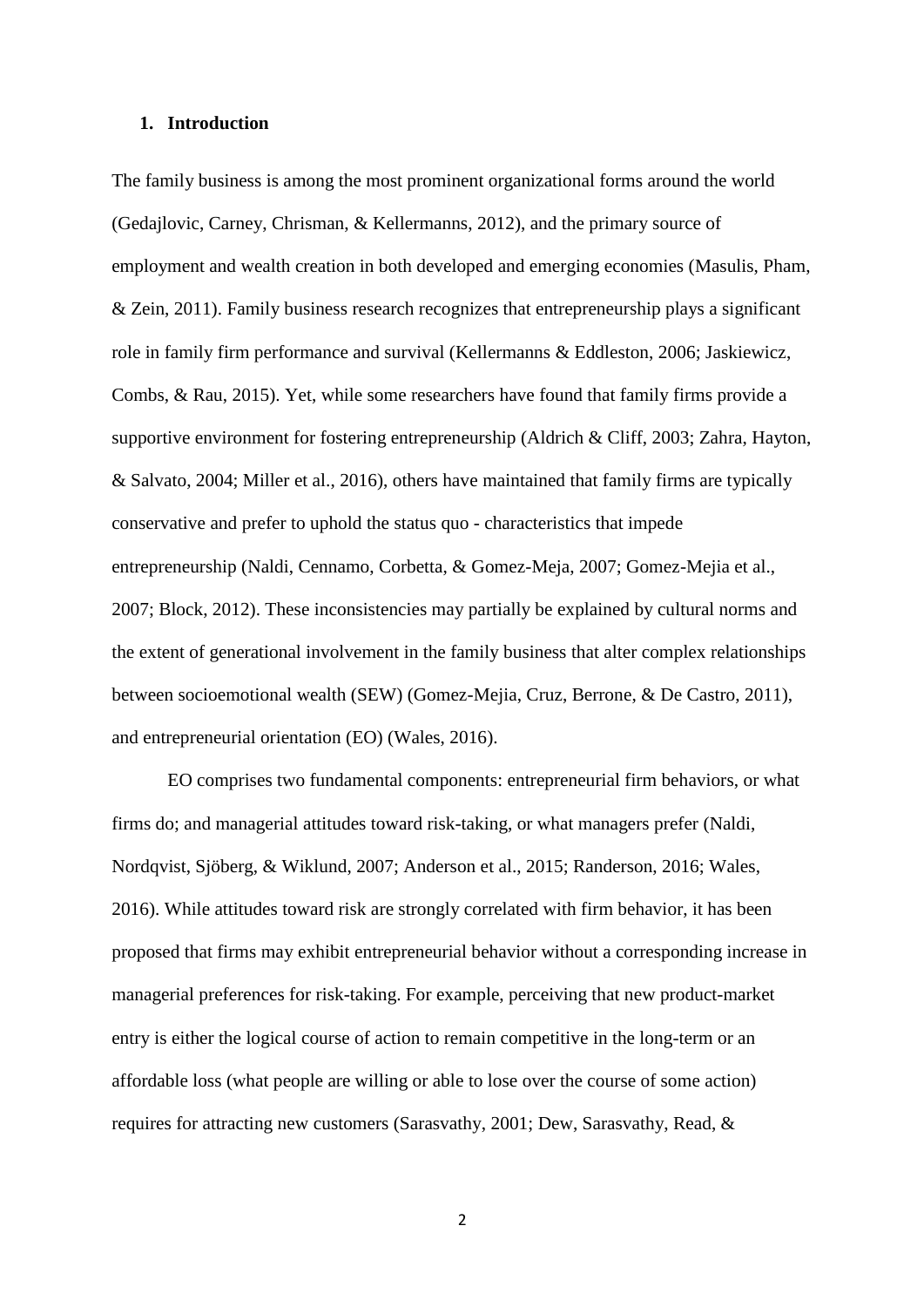## 1. Introduction

The family business is among the most prominent organizational forms around the world (Gedajlovic, Carney, Chrisman, & Kellermanns, 2012), and the primary source of employment and wealth creation in both developed and emerging economies (Masulis, Pham, & Zein, 2011). Family business research recognizes that entrepreneurship plays a significant role in family firm performance and survival (Kellermanns & Eddleston, 2006; Jaskiewicz, Combs, & Rau, 2015). Yet, while some researchers have found that family firms provide a supportive environment for fostering entrepreneurship (Aldrich & Cliff, 2003; Zahra, Hayton, & Salvato, 2004; Miller et al., 2016), others have maintained that family firms are typically conservative and prefer to uphold the status quo - characteristics that impede entrepreneurship (Naldi, Cennamo, Corbetta, & Gomez-Meja, 2007; Gomez-Mejia et al., 2007; Block, 2012). These inconsistencies may partially be explained by cultural norms and the extent of generational involvement in the family business that alter complex relationships between socioemotional wealth (SEW) (Gomez-Mejia, Cruz, Berrone, & De Castro, 2011), and entrepreneurial orientation (EO) (Wales, 2016).

EO comprises two fundamental components: entrepreneurial firm behaviors, or what firms do; and managerial attitudes toward risk-taking, or what managers prefer (Naldi, Nordqvist, Sjöberg, & Wiklund, 2007; Anderson et al., 2015; Randerson, 2016; Wales, 2016). While attitudes toward risk are strongly correlated with firm behavior, it has been proposed that firms may exhibit entrepreneurial behavior without a corresponding increase in managerial preferences for risk-taking. For example, perceiving that new product-market entry is either the logical course of action to remain competitive in the long-term or an affordable loss (what people are willing or able to lose over the course of some action) requires for attracting new customers (Sarasvathy, 2001; Dew, Sarasvathy, Read, &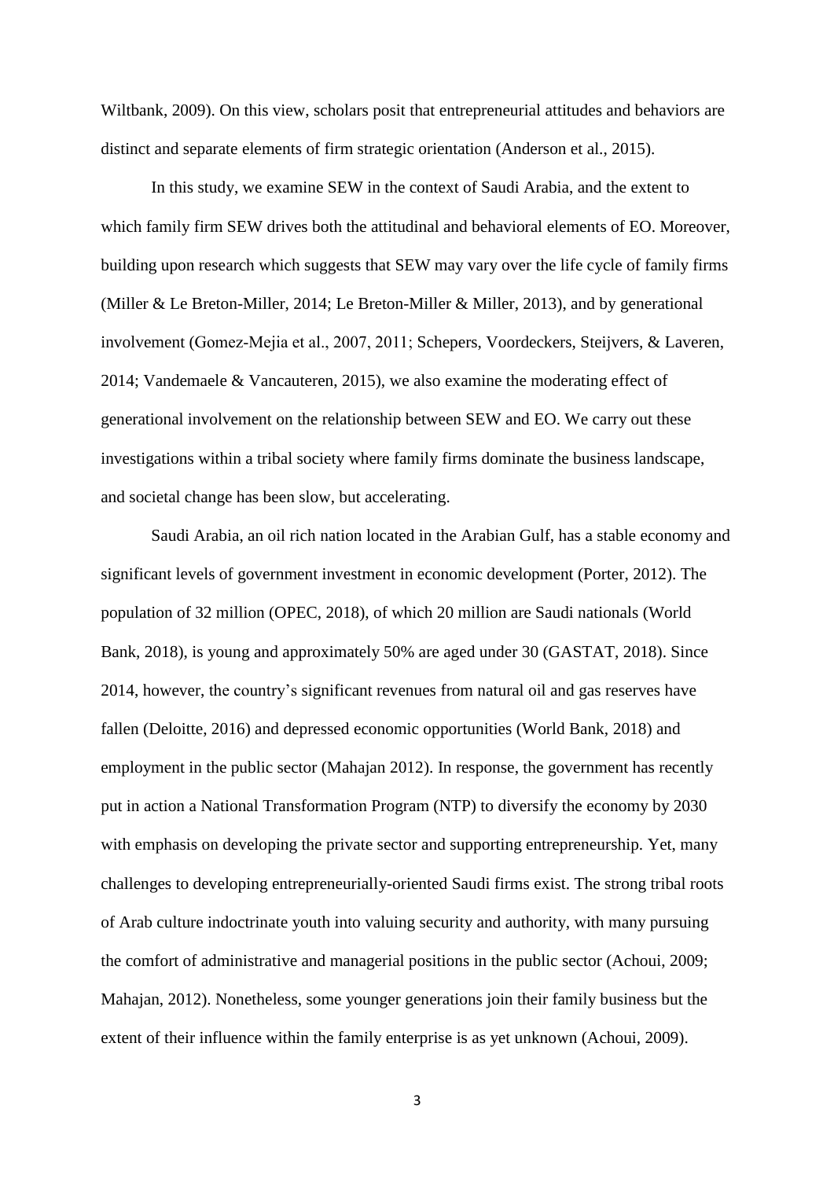Wiltbank, 2009). On this view, scholars posit that entrepreneurial attitudes and behaviors are distinct and separate elements of firm strategic orientation (Anderson et al., 2015).

In this study, we examine SEW in the context of Saudi Arabia, and the extent to which family firm SEW drives both the attitudinal and behavioral elements of EO. Moreover, building upon research which suggests that SEW may vary over the life cycle of family firms (Miller & Le Breton-Miller, 2014; Le Breton-Miller & Miller, 2013), and by generational involvement (Gomez-Mejia et al., 2007, 2011; Schepers, Voordeckers, Steijvers, & Laveren, 2014; Vandemaele & Vancauteren, 2015), we also examine the moderating effect of generational involvement on the relationship between SEW and EO. We carry out these investigations within a tribal society where family firms dominate the business landscape, and societal change has been slow, but accelerating.

Saudi Arabia, an oil rich nation located in the Arabian Gulf, has a stable economy and significant levels of government investment in economic development (Porter, 2012). The population of 32 million (OPEC, 2018), of which 20 million are Saudi nationals (World Bank, 2018), is young and approximately 50% are aged under 30 (GASTAT, 2018). Since 2014, however, the country's significant revenues from natural oil and gas reserves have fallen (Deloitte, 2016) and depressed economic opportunities (World Bank, 2018) and employment in the public sector (Mahajan 2012). In response, the government has recently put in action a National Transformation Program (NTP) to diversify the economy by 2030 with emphasis on developing the private sector and supporting entrepreneurship. Yet, many challenges to developing entrepreneurially-oriented Saudi firms exist. The strong tribal roots of Arab culture indoctrinate youth into valuing security and authority, with many pursuing the comfort of administrative and managerial positions in the public sector (Achoui, 2009; Mahajan, 2012). Nonetheless, some younger generations join their family business but the extent of their influence within the family enterprise is as yet unknown (Achoui, 2009).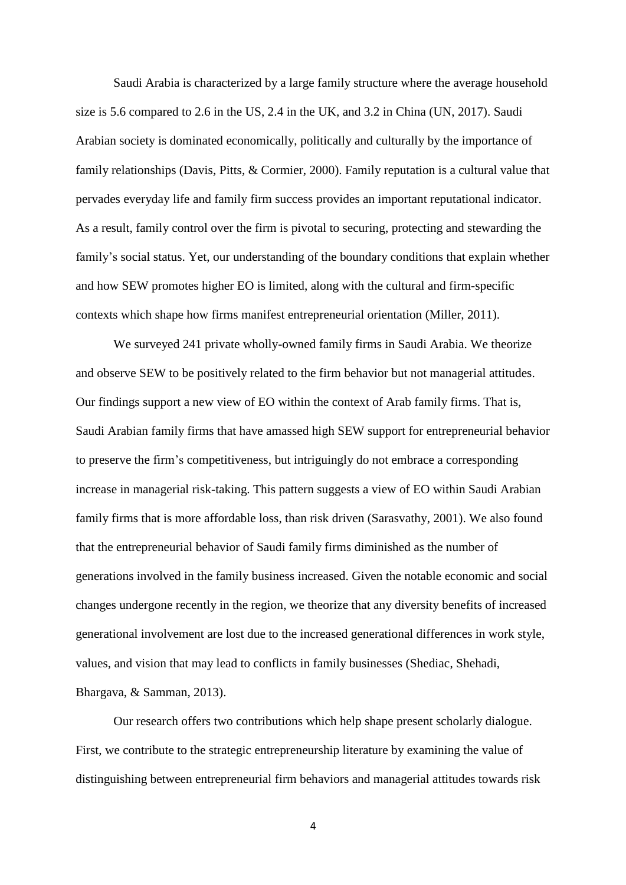Saudi Arabia is characterized by a large family structure where the average household size is 5.6 compared to 2.6 in the US, 2.4 in the UK, and 3.2 in China (UN, 2017). Saudi Arabian society is dominated economically, politically and culturally by the importance of family relationships (Davis, Pitts, & Cormier, 2000). Family reputation is a cultural value that pervades everyday life and family firm success provides an important reputational indicator. As a result, family control over the firm is pivotal to securing, protecting and stewarding the family's social status. Yet, our understanding of the boundary conditions that explain whether and how SEW promotes higher EO is limited, along with the cultural and firm-specific contexts which shape how firms manifest entrepreneurial orientation (Miller, 2011).

We surveyed 241 private wholly-owned family firms in Saudi Arabia. We theorize and observe SEW to be positively related to the firm behavior but not managerial attitudes. Our findings support a new view of EO within the context of Arab family firms. That is, Saudi Arabian family firms that have amassed high SEW support for entrepreneurial behavior to preserve the firm's competitiveness, but intriguingly do not embrace a corresponding increase in managerial risk-taking. This pattern suggests a view of EO within Saudi Arabian family firms that is more affordable loss, than risk driven (Sarasvathy, 2001). We also found that the entrepreneurial behavior of Saudi family firms diminished as the number of generations involved in the family business increased. Given the notable economic and social changes undergone recently in the region, we theorize that any diversity benefits of increased generational involvement are lost due to the increased generational differences in work style, values, and vision that may lead to conflicts in family businesses (Shediac, Shehadi, Bhargava, & Samman, 2013).

Our research offers two contributions which help shape present scholarly dialogue. First, we contribute to the strategic entrepreneurship literature by examining the value of distinguishing between entrepreneurial firm behaviors and managerial attitudes towards risk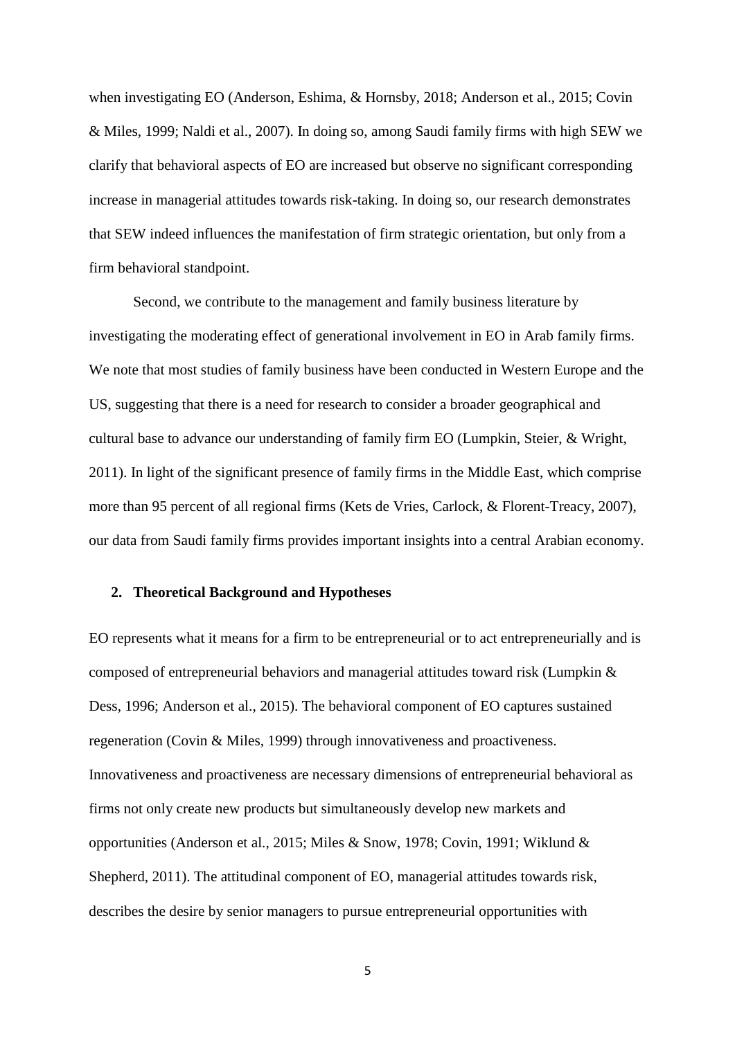when investigating EO (Anderson, Eshima, & Hornsby, 2018; Anderson et al., 2015; Covin & Miles, 1999; Naldi et al., 2007). In doing so, among Saudi family firms with high SEW we clarify that behavioral aspects of EO are increased but observe no significant corresponding increase in managerial attitudes towards risk-taking. In doing so, our research demonstrates that SEW indeed influences the manifestation of firm strategic orientation, but only from a firm behavioral standpoint.

Second, we contribute to the management and family business literature by investigating the moderating effect of generational involvement in EO in Arab family firms. We note that most studies of family business have been conducted in Western Europe and the US, suggesting that there is a need for research to consider a broader geographical and cultural base to advance our understanding of family firm EO (Lumpkin, Steier, & Wright, 2011). In light of the significant presence of family firms in the Middle East, which comprise more than 95 percent of all regional firms (Kets de Vries, Carlock, & Florent-Treacy, 2007), our data from Saudi family firms provides important insights into a central Arabian economy.

## 2. Theoretical Background and Hypotheses

EO represents what it means for a firm to be entrepreneurial or to act entrepreneurially and is composed of entrepreneurial behaviors and managerial attitudes toward risk (Lumpkin & Dess, 1996; Anderson et al., 2015). The behavioral component of EO captures sustained regeneration (Covin & Miles, 1999) through innovativeness and proactiveness. Innovativeness and proactiveness are necessary dimensions of entrepreneurial behavioral as firms not only create new products but simultaneously develop new markets and opportunities (Anderson et al., 2015; Miles & Snow, 1978; Covin, 1991; Wiklund & Shepherd, 2011). The attitudinal component of EO, managerial attitudes towards risk, describes the desire by senior managers to pursue entrepreneurial opportunities with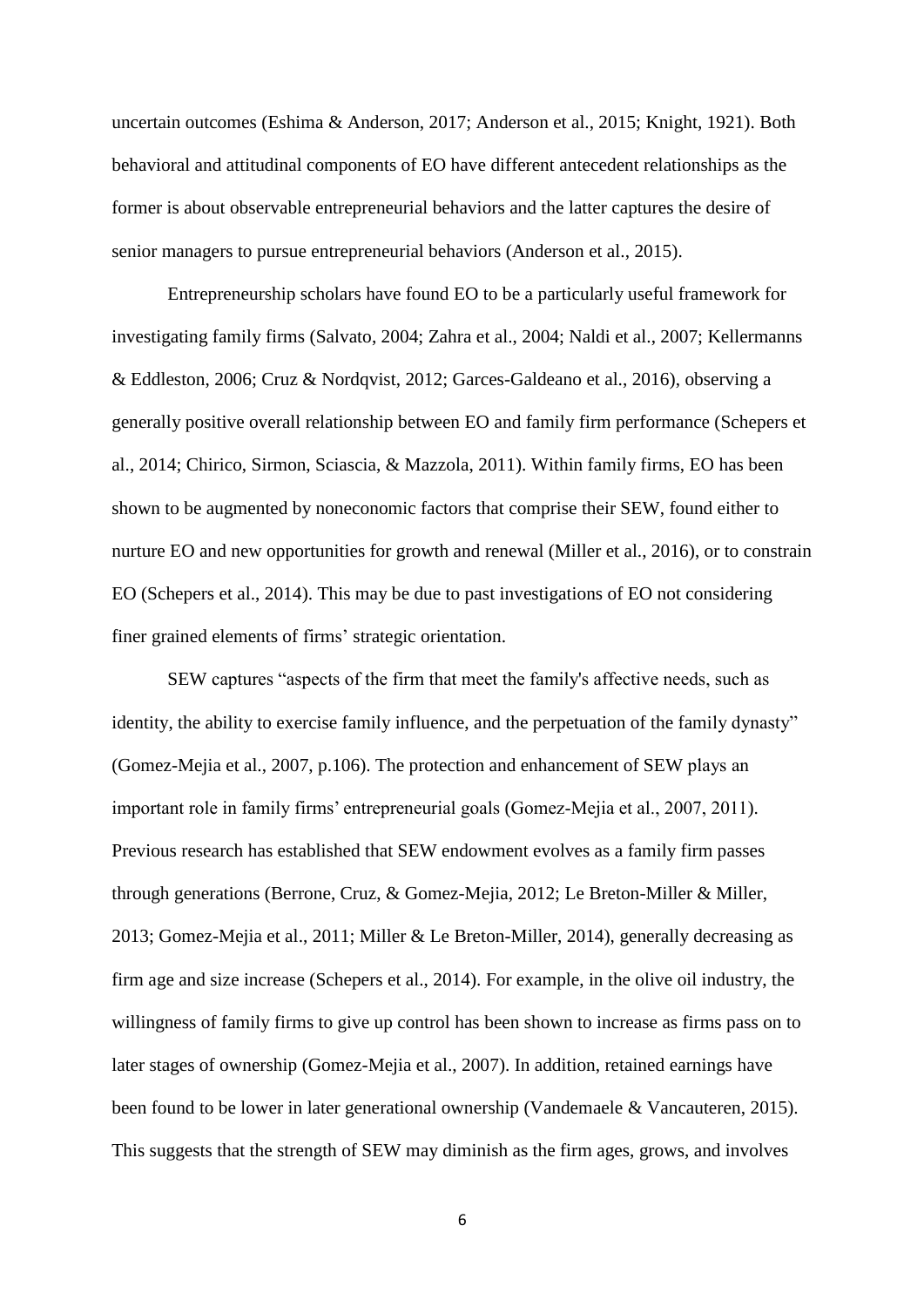uncertain outcomes (Eshima & Anderson, 2017; Anderson et al., 2015; Knight, 1921). Both behavioral and attitudinal components of EO have different antecedent relationships as the former is about observable entrepreneurial behaviors and the latter captures the desire of senior managers to pursue entrepreneurial behaviors (Anderson et al., 2015).

Entrepreneurship scholars have found EO to be a particularly useful framework for investigating family firms (Salvato, 2004; Zahra et al., 2004; Naldi et al., 2007; Kellermanns & Eddleston, 2006; Cruz & Nordqvist, 2012; Garces-Galdeano et al., 2016), observing a generally positive overall relationship between EO and family firm performance (Schepers et al., 2014; Chirico, Sirmon, Sciascia, & Mazzola, 2011). Within family firms, EO has been shown to be augmented by noneconomic factors that comprise their SEW, found either to nurture EO and new opportunities for growth and renewal (Miller et al., 2016), or to constrain EO (Schepers et al., 2014). This may be due to past investigations of EO not considering finer grained elements of firms' strategic orientation.

SEW captures "aspects of the firm that meet the family's affective needs, such as identity, the ability to exercise family influence, and the perpetuation of the family dynasty" (Gomez-Mejia et al., 2007, p.106). The protection and enhancement of SEW plays an important role in family firms' entrepreneurial goals (Gomez-Mejia et al., 2007, 2011). Previous research has established that SEW endowment evolves as a family firm passes through generations (Berrone, Cruz, & Gomez-Mejia, 2012; Le Breton-Miller & Miller, 2013; Gomez-Mejia et al., 2011; Miller & Le Breton-Miller, 2014), generally decreasing as firm age and size increase (Schepers et al., 2014). For example, in the olive oil industry, the willingness of family firms to give up control has been shown to increase as firms pass on to later stages of ownership (Gomez-Mejia et al., 2007). In addition, retained earnings have been found to be lower in later generational ownership (Vandemaele & Vancauteren, 2015). This suggests that the strength of SEW may diminish as the firm ages, grows, and involves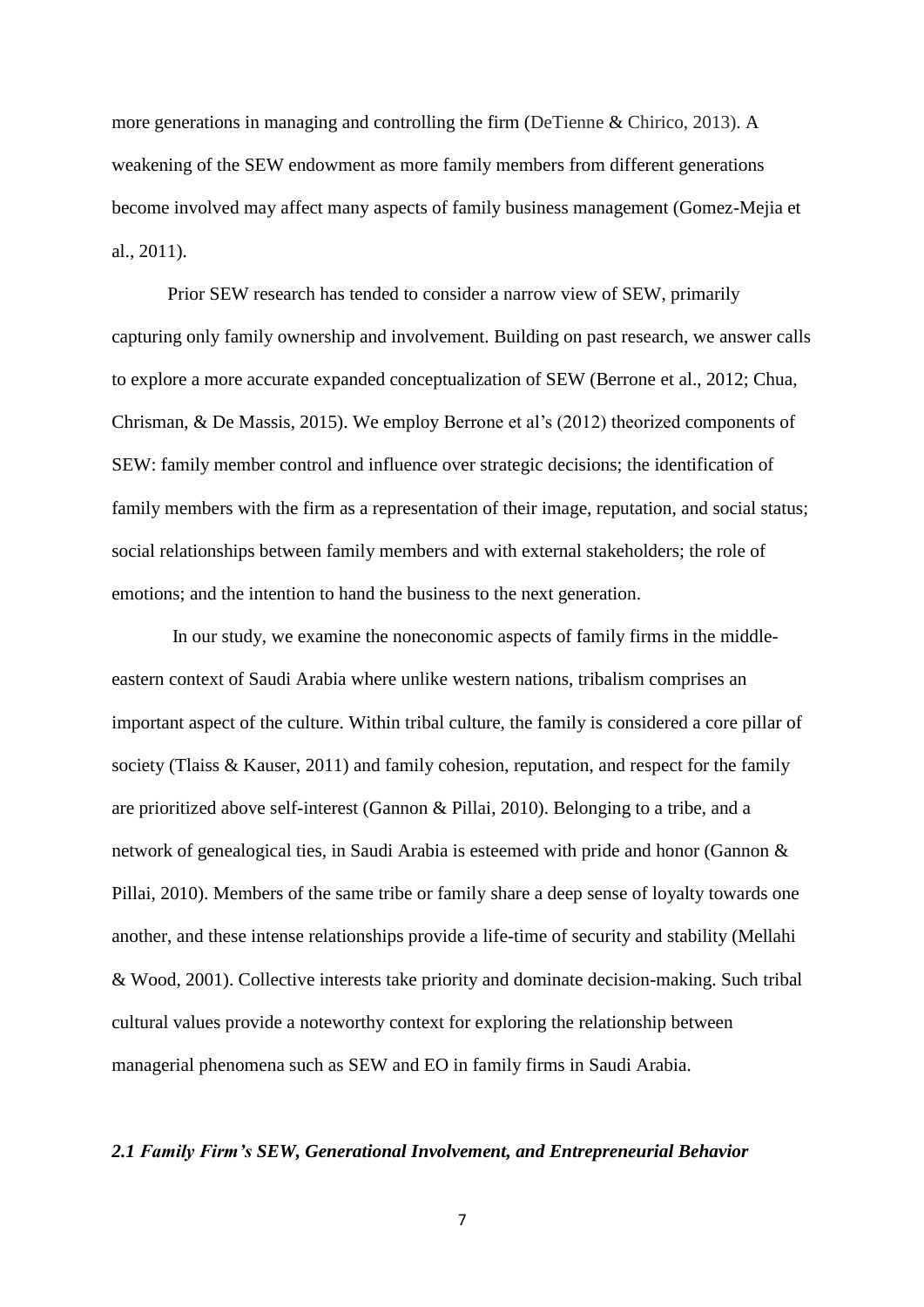more generations in managing and controlling the firm (DeTienne & Chirico, 2013). A weakening of the SEW endowment as more family members from different generations become involved may affect many aspects of family business management (Gomez-Mejia et al., 2011).

Prior SEW research has tended to consider a narrow view of SEW, primarily capturing only family ownership and involvement. Building on past research, we answer calls to explore a more accurate expanded conceptualization of SEW (Berrone et al., 2012; Chua, Chrisman, & De Massis, 2015). We employ Berrone et al's (2012) theorized components of SEW: family member control and influence over strategic decisions; the identification of family members with the firm as a representation of their image, reputation, and social status; social relationships between family members and with external stakeholders; the role of emotions; and the intention to hand the business to the next generation.

In our study, we examine the noneconomic aspects of family firms in the middle-eastern context of Saudi Arabia where unlike western nations, tribalism comprises an important aspect of the culture. Within tribal culture, the family is considered a core pillar of society (Tlaiss & Kauser, 2011) and family cohesion, reputation, and respect for the family are prioritized above self-interest (Gannon & Pillai, 2010). Belonging to a tribe, and a network of genealogical ties, in Saudi Arabia is esteemed with pride and honor (Gannon & Pillai, 2010). Members of the same tribe or family share a deep sense of loyalty towards one another, and these intense relationships provide a life-time of security and stability (Mellahi & Wood, 2001). Collective interests take priority and dominate decision-making. Such tribal cultural values provide a noteworthy context for exploring the relationship between managerial phenomena such as SEW and EO in family firms in Saudi Arabia.

### *2.1 Family Firm's SEW, Generational Involvement, and Entrepreneurial Behavior*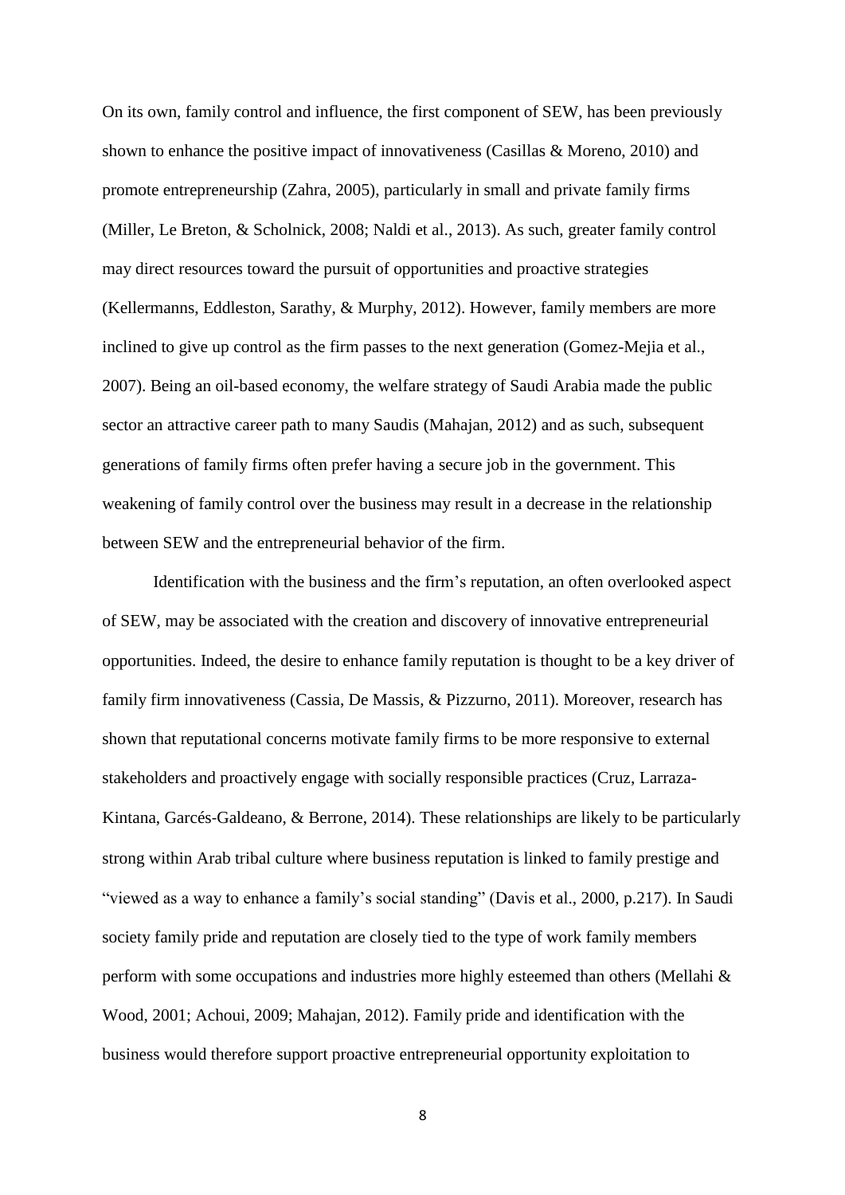On its own, family control and influence, the first component of SEW, has been previously shown to enhance the positive impact of innovativeness (Casillas & Moreno, 2010) and promote entrepreneurship (Zahra, 2005), particularly in small and private family firms (Miller, Le Breton, & Scholnick, 2008; Naldi et al., 2013). As such, greater family control may direct resources toward the pursuit of opportunities and proactive strategies (Kellermanns, Eddleston, Sarathy, & Murphy, 2012). However, family members are more inclined to give up control as the firm passes to the next generation (Gomez-Mejia et al., 2007). Being an oil-based economy, the welfare strategy of Saudi Arabia made the public sector an attractive career path to many Saudis (Mahajan, 2012) and as such, subsequent generations of family firms often prefer having a secure job in the government. This weakening of family control over the business may result in a decrease in the relationship between SEW and the entrepreneurial behavior of the firm.

Identification with the business and the firm's reputation, an often overlooked aspect of SEW, may be associated with the creation and discovery of innovative entrepreneurial opportunities. Indeed, the desire to enhance family reputation is thought to be a key driver of family firm innovativeness (Cassia, De Massis, & Pizzurno, 2011). Moreover, research has shown that reputational concerns motivate family firms to be more responsive to external stakeholders and proactively engage with socially responsible practices (Cruz, Larraza-Kintana, Garcés-Galdeano, & Berrone, 2014). These relationships are likely to be particularly strong within Arab tribal culture where business reputation is linked to family prestige and "viewed as a way to enhance a family's social standing" (Davis et al., 2000, p.217). In Saudi society family pride and reputation are closely tied to the type of work family members perform with some occupations and industries more highly esteemed than others (Mellahi & Wood, 2001; Achoui, 2009; Mahajan, 2012). Family pride and identification with the business would therefore support proactive entrepreneurial opportunity exploitation to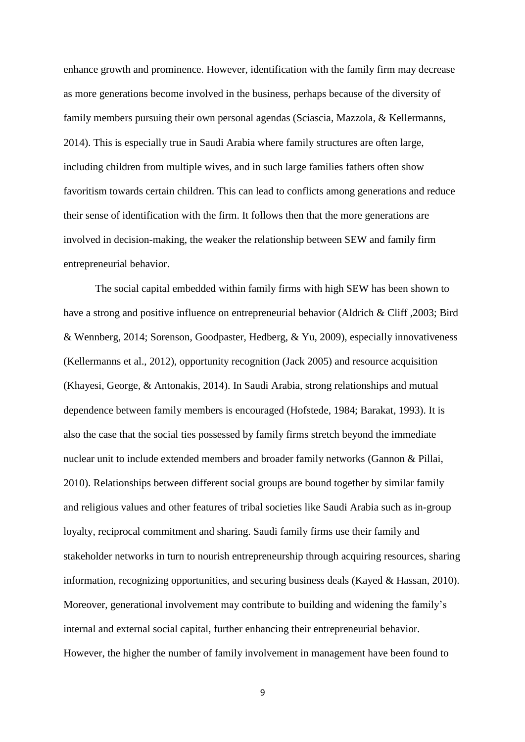enhance growth and prominence. However, identification with the family firm may decrease as more generations become involved in the business, perhaps because of the diversity of family members pursuing their own personal agendas (Sciascia, Mazzola, & Kellermanns, 2014). This is especially true in Saudi Arabia where family structures are often large, including children from multiple wives, and in such large families fathers often show favoritism towards certain children. This can lead to conflicts among generations and reduce their sense of identification with the firm. It follows then that the more generations are involved in decision-making, the weaker the relationship between SEW and family firm entrepreneurial behavior.

The social capital embedded within family firms with high SEW has been shown to have a strong and positive influence on entrepreneurial behavior (Aldrich & Cliff ,2003; Bird & Wennberg, 2014; Sorenson, Goodpaster, Hedberg, & Yu, 2009), especially innovativeness (Kellermanns et al., 2012), opportunity recognition (Jack 2005) and resource acquisition (Khayesi, George, & Antonakis, 2014). In Saudi Arabia, strong relationships and mutual dependence between family members is encouraged (Hofstede, 1984; Barakat, 1993). It is also the case that the social ties possessed by family firms stretch beyond the immediate nuclear unit to include extended members and broader family networks (Gannon & Pillai, 2010). Relationships between different social groups are bound together by similar family and religious values and other features of tribal societies like Saudi Arabia such as in-group loyalty, reciprocal commitment and sharing. Saudi family firms use their family and stakeholder networks in turn to nourish entrepreneurship through acquiring resources, sharing information, recognizing opportunities, and securing business deals (Kayed & Hassan, 2010). Moreover, generational involvement may contribute to building and widening the family's internal and external social capital, further enhancing their entrepreneurial behavior. However, the higher the number of family involvement in management have been found to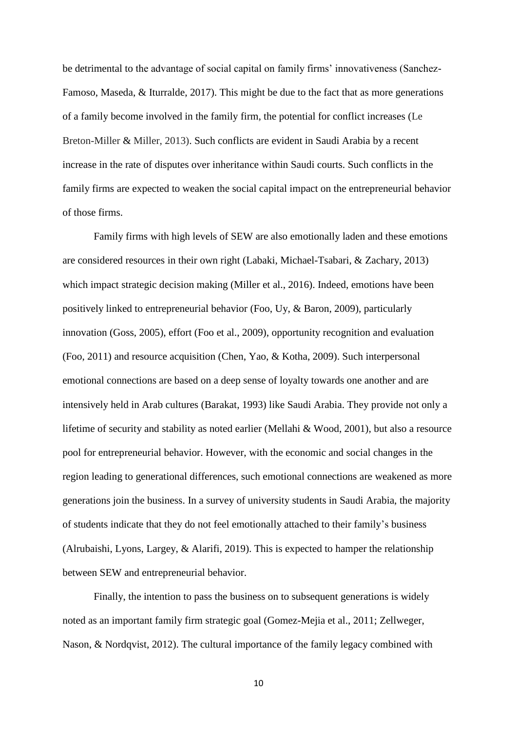be detrimental to the advantage of social capital on family firms' innovativeness (Sanchez-Famoso, Maseda, & Iturralde, 2017). This might be due to the fact that as more generations of a family become involved in the family firm, the potential for conflict increases (Le Breton-Miller & Miller, 2013). Such conflicts are evident in Saudi Arabia by a recent increase in the rate of disputes over inheritance within Saudi courts. Such conflicts in the family firms are expected to weaken the social capital impact on the entrepreneurial behavior of those firms.

Family firms with high levels of SEW are also emotionally laden and these emotions are considered resources in their own right (Labaki, Michael-Tsabari, & Zachary, 2013) which impact strategic decision making (Miller et al., 2016). Indeed, emotions have been positively linked to entrepreneurial behavior (Foo, Uy, & Baron, 2009), particularly innovation (Goss, 2005), effort (Foo et al., 2009), opportunity recognition and evaluation (Foo, 2011) and resource acquisition (Chen, Yao, & Kotha, 2009). Such interpersonal emotional connections are based on a deep sense of loyalty towards one another and are intensively held in Arab cultures (Barakat, 1993) like Saudi Arabia. They provide not only a lifetime of security and stability as noted earlier (Mellahi & Wood, 2001), but also a resource pool for entrepreneurial behavior. However, with the economic and social changes in the region leading to generational differences, such emotional connections are weakened as more generations join the business. In a survey of university students in Saudi Arabia, the majority of students indicate that they do not feel emotionally attached to their family's business (Alrubaishi, Lyons, Largey, & Alarifi, 2019). This is expected to hamper the relationship between SEW and entrepreneurial behavior.

Finally, the intention to pass the business on to subsequent generations is widely noted as an important family firm strategic goal (Gomez-Mejia et al., 2011; Zellweger, Nason, & Nordqvist, 2012). The cultural importance of the family legacy combined with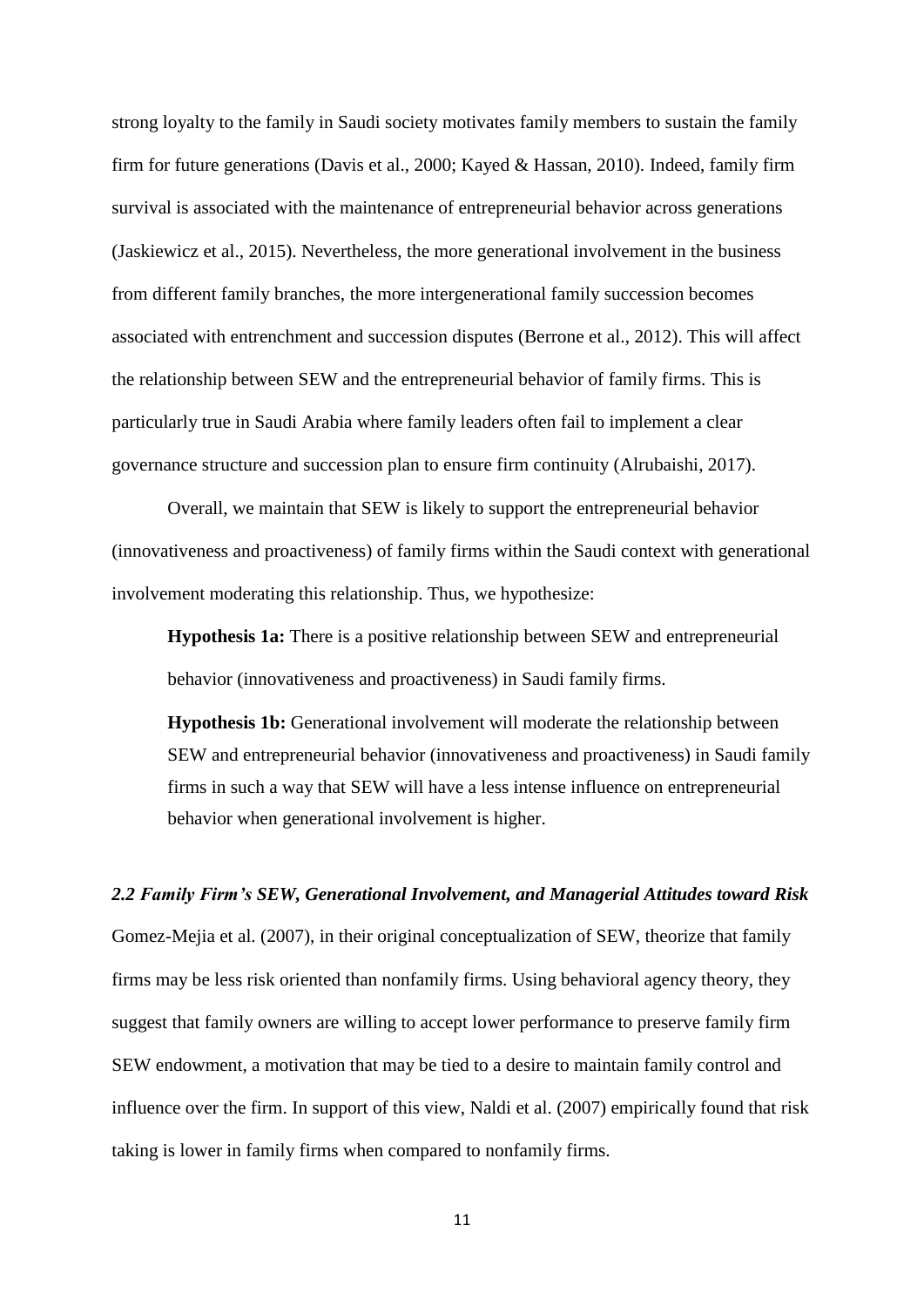strong loyalty to the family in Saudi society motivates family members to sustain the family firm for future generations (Davis et al., 2000; Kayed & Hassan, 2010). Indeed, family firm survival is associated with the maintenance of entrepreneurial behavior across generations (Jaskiewicz et al., 2015). Nevertheless, the more generational involvement in the business from different family branches, the more intergenerational family succession becomes associated with entrenchment and succession disputes (Berrone et al., 2012). This will affect the relationship between SEW and the entrepreneurial behavior of family firms. This is particularly true in Saudi Arabia where family leaders often fail to implement a clear governance structure and succession plan to ensure firm continuity (Alrubaishi, 2017).

Overall, we maintain that SEW is likely to support the entrepreneurial behavior (innovativeness and proactiveness) of family firms within the Saudi context with generational involvement moderating this relationship. Thus, we hypothesize:

**Hypothesis 1a:** There is a positive relationship between SEW and entrepreneurial behavior (innovativeness and proactiveness) in Saudi family firms.

**Hypothesis 1b:** Generational involvement will moderate the relationship between SEW and entrepreneurial behavior (innovativeness and proactiveness) in Saudi family firms in such a way that SEW will have a less intense influence on entrepreneurial behavior when generational involvement is higher.

### *2.2 Family Firm's SEW, Generational Involvement, and Managerial Attitudes toward Risk*

Gomez-Mejia et al. (2007), in their original conceptualization of SEW, theorize that family firms may be less risk oriented than nonfamily firms. Using behavioral agency theory, they suggest that family owners are willing to accept lower performance to preserve family firm SEW endowment, a motivation that may be tied to a desire to maintain family control and influence over the firm. In support of this view, Naldi et al. (2007) empirically found that risk taking is lower in family firms when compared to nonfamily firms.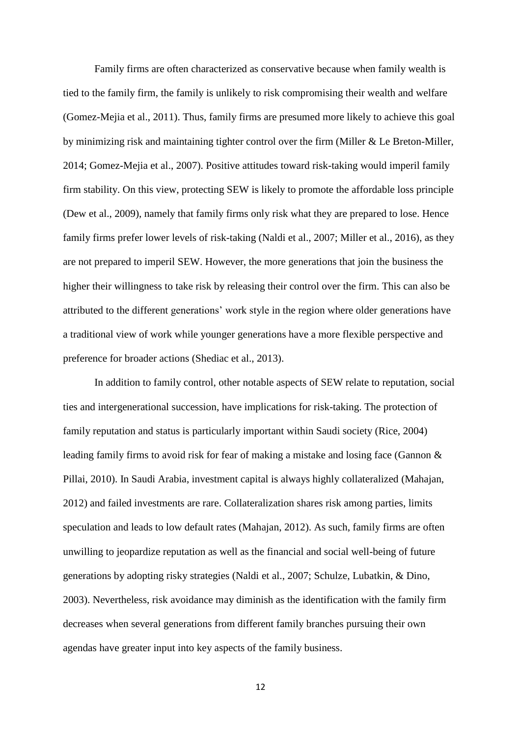Family firms are often characterized as conservative because when family wealth is tied to the family firm, the family is unlikely to risk compromising their wealth and welfare (Gomez-Mejia et al., 2011). Thus, family firms are presumed more likely to achieve this goal by minimizing risk and maintaining tighter control over the firm (Miller & Le Breton-Miller, 2014; Gomez-Mejia et al., 2007). Positive attitudes toward risk-taking would imperil family firm stability. On this view, protecting SEW is likely to promote the affordable loss principle (Dew et al., 2009), namely that family firms only risk what they are prepared to lose. Hence family firms prefer lower levels of risk-taking (Naldi et al., 2007; Miller et al., 2016), as they are not prepared to imperil SEW. However, the more generations that join the business the higher their willingness to take risk by releasing their control over the firm. This can also be attributed to the different generations' work style in the region where older generations have a traditional view of work while younger generations have a more flexible perspective and preference for broader actions (Shediac et al., 2013).

In addition to family control, other notable aspects of SEW relate to reputation, social ties and intergenerational succession, have implications for risk-taking. The protection of family reputation and status is particularly important within Saudi society (Rice, 2004) leading family firms to avoid risk for fear of making a mistake and losing face (Gannon & Pillai, 2010). In Saudi Arabia, investment capital is always highly collateralized (Mahajan, 2012) and failed investments are rare. Collateralization shares risk among parties, limits speculation and leads to low default rates (Mahajan, 2012). As such, family firms are often unwilling to jeopardize reputation as well as the financial and social well-being of future generations by adopting risky strategies (Naldi et al., 2007; Schulze, Lubatkin, & Dino, 2003). Nevertheless, risk avoidance may diminish as the identification with the family firm decreases when several generations from different family branches pursuing their own agendas have greater input into key aspects of the family business.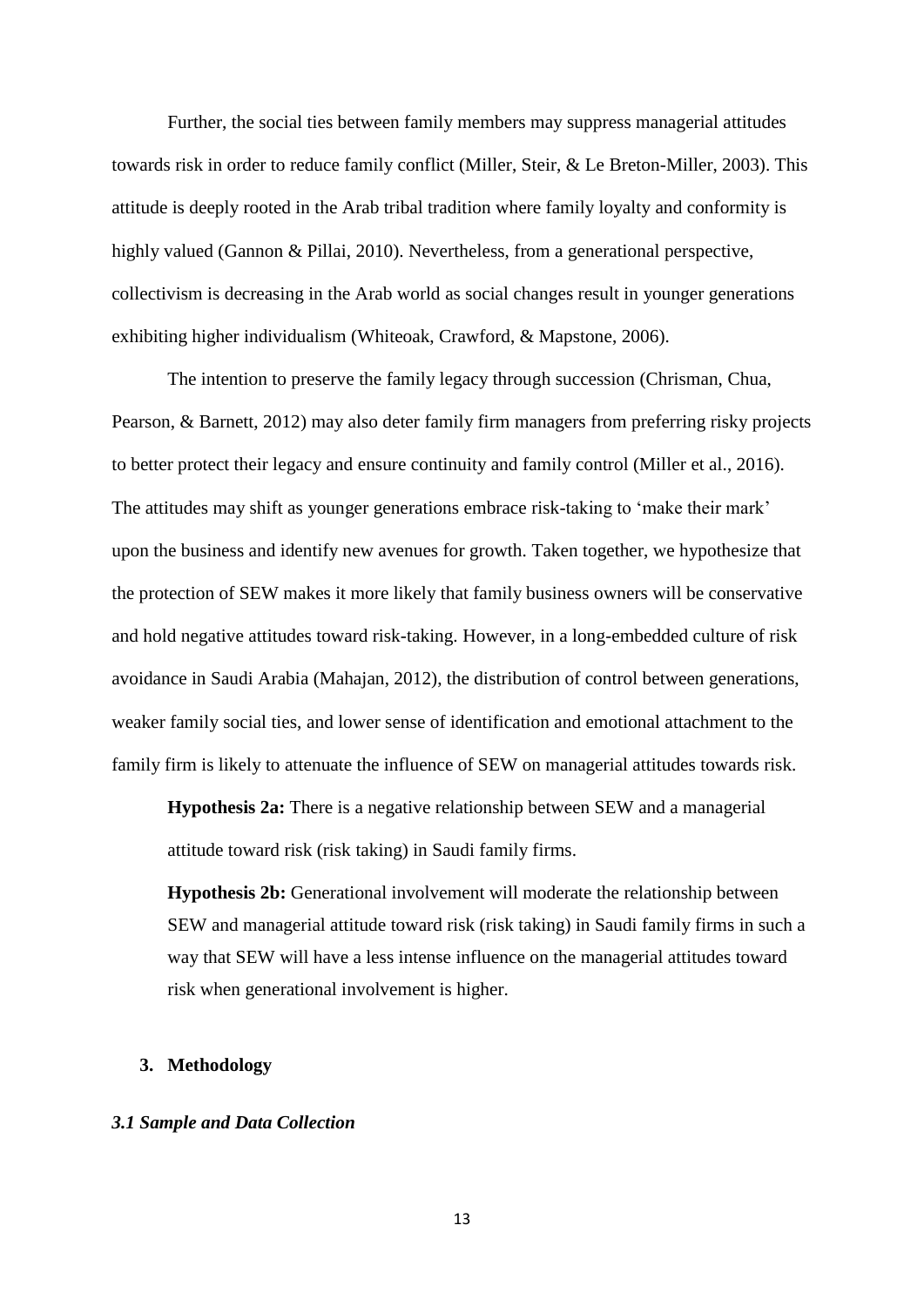Further, the social ties between family members may suppress managerial attitudes towards risk in order to reduce family conflict (Miller, Steir, & Le Breton-Miller, 2003). This attitude is deeply rooted in the Arab tribal tradition where family loyalty and conformity is highly valued (Gannon & Pillai, 2010). Nevertheless, from a generational perspective, collectivism is decreasing in the Arab world as social changes result in younger generations exhibiting higher individualism (Whiteoak, Crawford, & Mapstone, 2006).

The intention to preserve the family legacy through succession (Chrisman, Chua, Pearson, & Barnett, 2012) may also deter family firm managers from preferring risky projects to better protect their legacy and ensure continuity and family control (Miller et al., 2016). The attitudes may shift as younger generations embrace risk-taking to 'make their mark' upon the business and identify new avenues for growth. Taken together, we hypothesize that the protection of SEW makes it more likely that family business owners will be conservative and hold negative attitudes toward risk-taking. However, in a long-embedded culture of risk avoidance in Saudi Arabia (Mahajan, 2012), the distribution of control between generations, weaker family social ties, and lower sense of identification and emotional attachment to the family firm is likely to attenuate the influence of SEW on managerial attitudes towards risk.

**Hypothesis 2a:** There is a negative relationship between SEW and a managerial attitude toward risk (risk taking) in Saudi family firms.

**Hypothesis 2b:** Generational involvement will moderate the relationship between SEW and managerial attitude toward risk (risk taking) in Saudi family firms in such a way that SEW will have a less intense influence on the managerial attitudes toward risk when generational involvement is higher.

## 3. Methodology

### *3.1 Sample and Data Collection*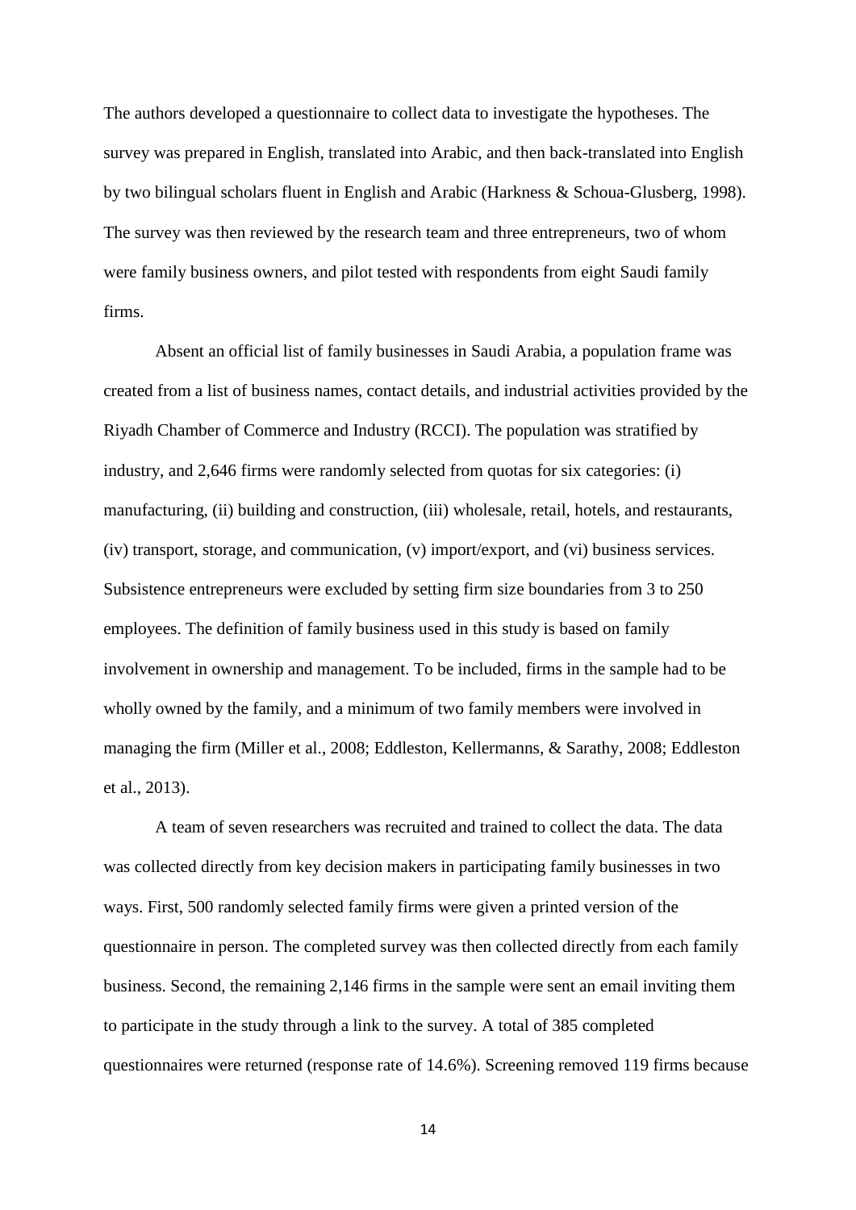The authors developed a questionnaire to collect data to investigate the hypotheses. The survey was prepared in English, translated into Arabic, and then back-translated into English by two bilingual scholars fluent in English and Arabic (Harkness & Schoua-Glusberg, 1998). The survey was then reviewed by the research team and three entrepreneurs, two of whom were family business owners, and pilot tested with respondents from eight Saudi family firms.

Absent an official list of family businesses in Saudi Arabia, a population frame was created from a list of business names, contact details, and industrial activities provided by the Riyadh Chamber of Commerce and Industry (RCCI). The population was stratified by industry, and 2,646 firms were randomly selected from quotas for six categories: (i) manufacturing, (ii) building and construction, (iii) wholesale, retail, hotels, and restaurants, (iv) transport, storage, and communication, (v) import/export, and (vi) business services. Subsistence entrepreneurs were excluded by setting firm size boundaries from 3 to 250 employees. The definition of family business used in this study is based on family involvement in ownership and management. To be included, firms in the sample had to be wholly owned by the family, and a minimum of two family members were involved in managing the firm (Miller et al., 2008; Eddleston, Kellermanns, & Sarathy, 2008; Eddleston et al., 2013).

A team of seven researchers was recruited and trained to collect the data. The data was collected directly from key decision makers in participating family businesses in two ways. First, 500 randomly selected family firms were given a printed version of the questionnaire in person. The completed survey was then collected directly from each family business. Second, the remaining 2,146 firms in the sample were sent an email inviting them to participate in the study through a link to the survey. A total of 385 completed questionnaires were returned (response rate of 14.6%). Screening removed 119 firms because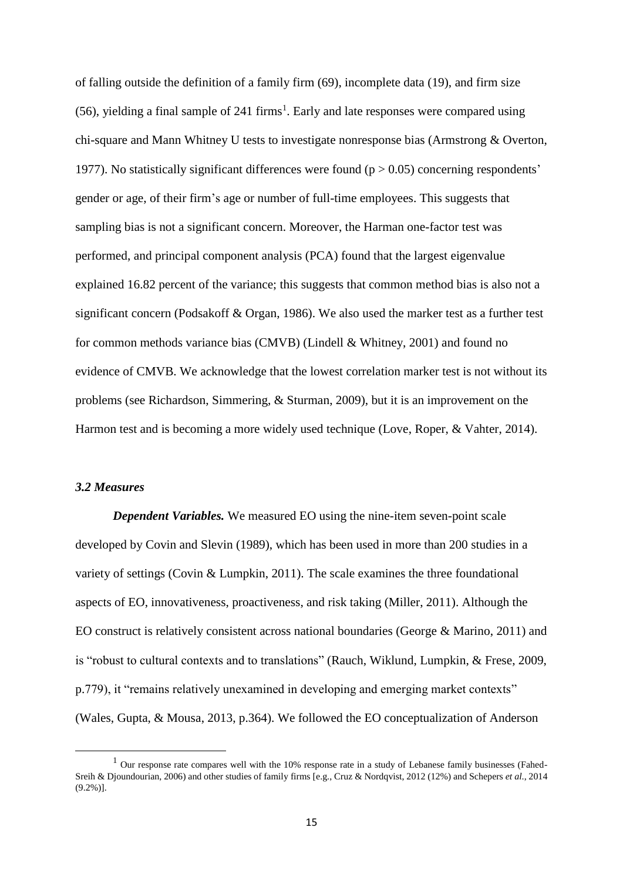of falling outside the definition of a family firm (69), incomplete data (19), and firm size (56), yielding a final sample of 241 firms[1]. Early and late responses were compared using chi-square and Mann Whitney U tests to investigate nonresponse bias (Armstrong & Overton, 1977). No statistically significant differences were found ($p > 0.05$) concerning respondents' gender or age, of their firm's age or number of full-time employees. This suggests that sampling bias is not a significant concern. Moreover, the Harman one-factor test was performed, and principal component analysis (PCA) found that the largest eigenvalue explained 16.82 percent of the variance; this suggests that common method bias is also not a significant concern (Podsakoff & Organ, 1986). We also used the marker test as a further test for common methods variance bias (CMVB) (Lindell & Whitney, 2001) and found no evidence of CMVB. We acknowledge that the lowest correlation marker test is not without its problems (see Richardson, Simmering, & Sturman, 2009), but it is an improvement on the Harmon test and is becoming a more widely used technique (Love, Roper, & Vahter, 2014).

### *3.2 Measures*

***Dependent Variables.*** We measured EO using the nine-item seven-point scale developed by Covin and Slevin (1989), which has been used in more than 200 studies in a variety of settings (Covin & Lumpkin, 2011). The scale examines the three foundational aspects of EO, innovativeness, proactiveness, and risk taking (Miller, 2011). Although the EO construct is relatively consistent across national boundaries (George & Marino, 2011) and is "robust to cultural contexts and to translations" (Rauch, Wiklund, Lumpkin, & Frese, 2009, p.779), it "remains relatively unexamined in developing and emerging market contexts" (Wales, Gupta, & Mousa, 2013, p.364). We followed the EO conceptualization of Anderson

[1] Our response rate compares well with the 10% response rate in a study of Lebanese family businesses (Fahed-Sreih & Djoundourian, 2006) and other studies of family firms [e.g., Cruz & Nordqvist, 2012 (12%) and Schepers *et al.*, 2014 (9.2%)].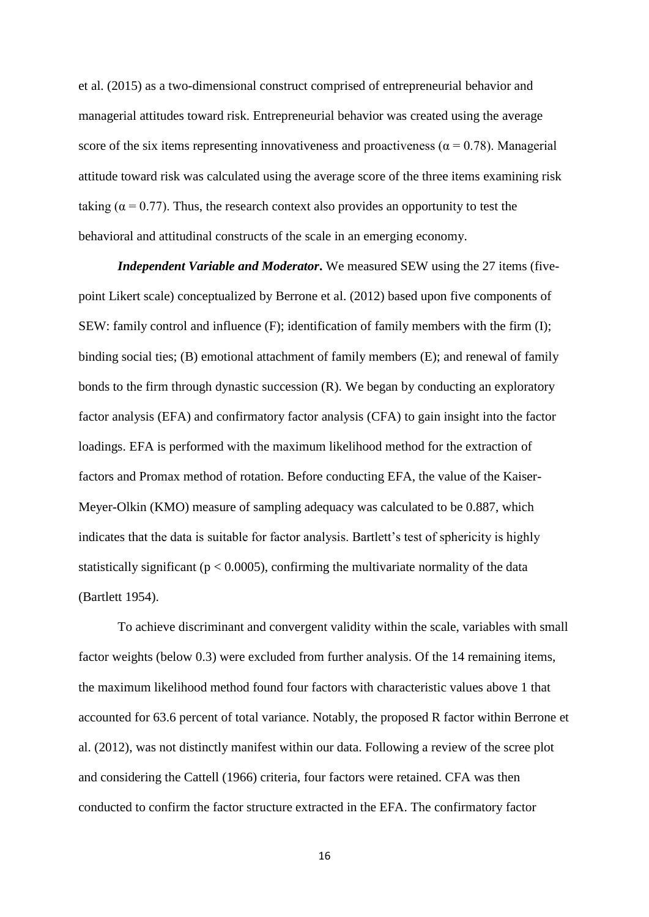et al. (2015) as a two-dimensional construct comprised of entrepreneurial behavior and managerial attitudes toward risk. Entrepreneurial behavior was created using the average score of the six items representing innovativeness and proactiveness ($\alpha = 0.78$). Managerial attitude toward risk was calculated using the average score of the three items examining risk taking ($\alpha = 0.77$). Thus, the research context also provides an opportunity to test the behavioral and attitudinal constructs of the scale in an emerging economy.

***Independent Variable and Moderator*.** We measured SEW using the 27 items (five-point Likert scale) conceptualized by Berrone et al. (2012) based upon five components of SEW: family control and influence (F); identification of family members with the firm (I); binding social ties; (B) emotional attachment of family members (E); and renewal of family bonds to the firm through dynastic succession (R). We began by conducting an exploratory factor analysis (EFA) and confirmatory factor analysis (CFA) to gain insight into the factor loadings. EFA is performed with the maximum likelihood method for the extraction of factors and Promax method of rotation. Before conducting EFA, the value of the Kaiser-Meyer-Olkin (KMO) measure of sampling adequacy was calculated to be 0.887, which indicates that the data is suitable for factor analysis. Bartlett's test of sphericity is highly statistically significant ($p < 0.0005$), confirming the multivariate normality of the data (Bartlett 1954).

To achieve discriminant and convergent validity within the scale, variables with small factor weights (below 0.3) were excluded from further analysis. Of the 14 remaining items, the maximum likelihood method found four factors with characteristic values above 1 that accounted for 63.6 percent of total variance. Notably, the proposed R factor within Berrone et al. (2012), was not distinctly manifest within our data. Following a review of the scree plot and considering the Cattell (1966) criteria, four factors were retained. CFA was then conducted to confirm the factor structure extracted in the EFA. The confirmatory factor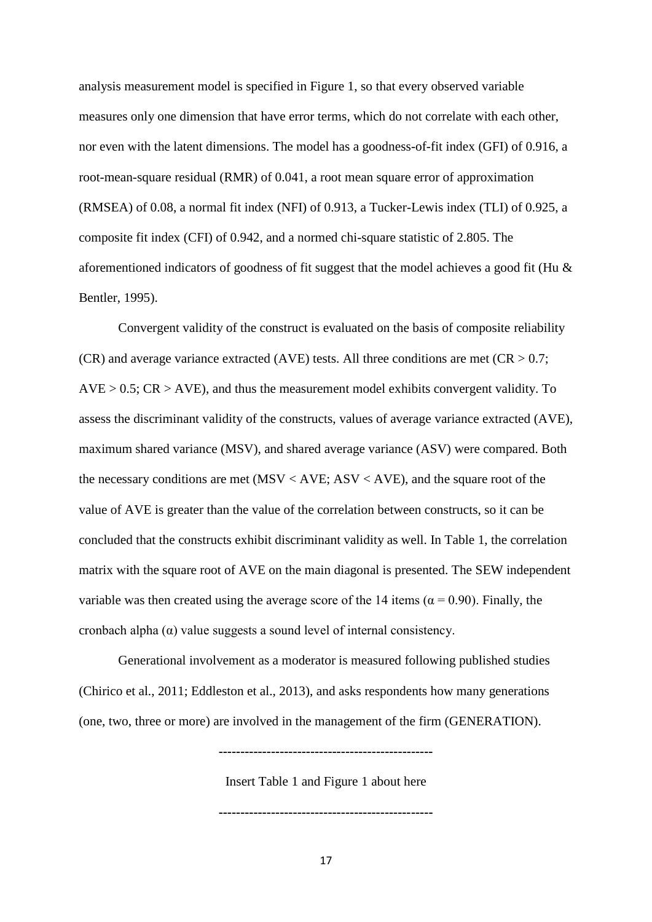analysis measurement model is specified in Figure 1, so that every observed variable measures only one dimension that have error terms, which do not correlate with each other, nor even with the latent dimensions. The model has a goodness-of-fit index (GFI) of 0.916, a root-mean-square residual (RMR) of 0.041, a root mean square error of approximation (RMSEA) of 0.08, a normal fit index (NFI) of 0.913, a Tucker-Lewis index (TLI) of 0.925, a composite fit index (CFI) of 0.942, and a normed chi-square statistic of 2.805. The aforementioned indicators of goodness of fit suggest that the model achieves a good fit (Hu & Bentler, 1995).

Convergent validity of the construct is evaluated on the basis of composite reliability (CR) and average variance extracted (AVE) tests. All three conditions are met (CR > 0.7; AVE > 0.5; CR > AVE), and thus the measurement model exhibits convergent validity. To assess the discriminant validity of the constructs, values of average variance extracted (AVE), maximum shared variance (MSV), and shared average variance (ASV) were compared. Both the necessary conditions are met (MSV < AVE; ASV < AVE), and the square root of the value of AVE is greater than the value of the correlation between constructs, so it can be concluded that the constructs exhibit discriminant validity as well. In Table 1, the correlation matrix with the square root of AVE on the main diagonal is presented. The SEW independent variable was then created using the average score of the 14 items ($\alpha = 0.90$). Finally, the cronbach alpha ($\alpha$) value suggests a sound level of internal consistency.

Generational involvement as a moderator is measured following published studies (Chirico et al., 2011; Eddleston et al., 2013), and asks respondents how many generations (one, two, three or more) are involved in the management of the firm (GENERATION).

------------------------------------------------

Insert Table 1 and Figure 1 about here

------------------------------------------------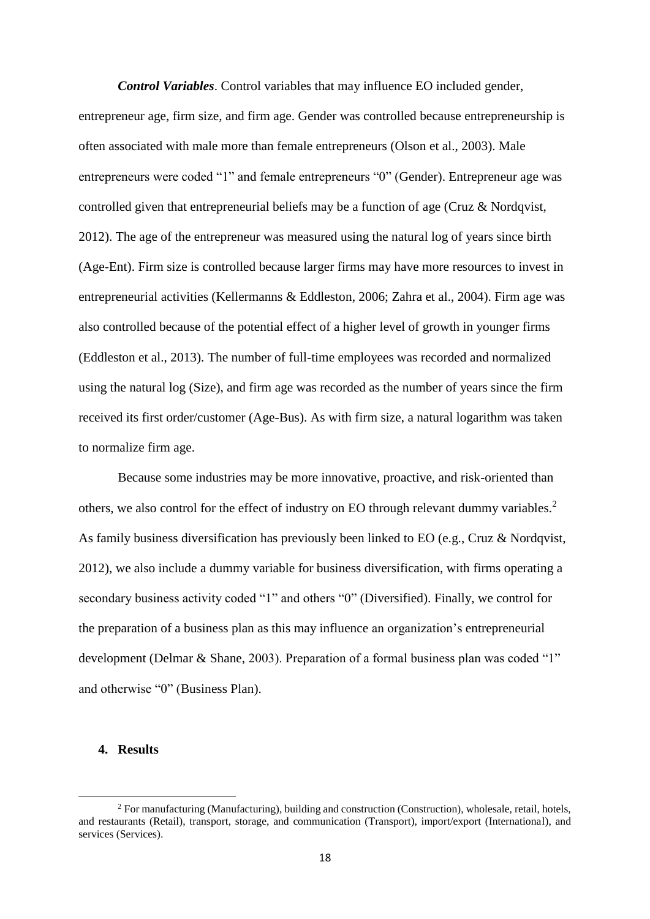***Control Variables***. Control variables that may influence EO included gender, entrepreneur age, firm size, and firm age. Gender was controlled because entrepreneurship is often associated with male more than female entrepreneurs (Olson et al., 2003). Male entrepreneurs were coded "1" and female entrepreneurs "0" (Gender). Entrepreneur age was controlled given that entrepreneurial beliefs may be a function of age (Cruz & Nordqvist, 2012). The age of the entrepreneur was measured using the natural log of years since birth (Age-Ent). Firm size is controlled because larger firms may have more resources to invest in entrepreneurial activities (Kellermanns & Eddleston, 2006; Zahra et al., 2004). Firm age was also controlled because of the potential effect of a higher level of growth in younger firms (Eddleston et al., 2013). The number of full-time employees was recorded and normalized using the natural log (Size), and firm age was recorded as the number of years since the firm received its first order/customer (Age-Bus). As with firm size, a natural logarithm was taken to normalize firm age.

Because some industries may be more innovative, proactive, and risk-oriented than others, we also control for the effect of industry on EO through relevant dummy variables.[2] As family business diversification has previously been linked to EO (e.g., Cruz & Nordqvist, 2012), we also include a dummy variable for business diversification, with firms operating a secondary business activity coded "1" and others "0" (Diversified). Finally, we control for the preparation of a business plan as this may influence an organization's entrepreneurial development (Delmar & Shane, 2003). Preparation of a formal business plan was coded "1" and otherwise "0" (Business Plan).

## 4. Results

[2] For manufacturing (Manufacturing), building and construction (Construction), wholesale, retail, hotels, and restaurants (Retail), transport, storage, and communication (Transport), import/export (International), and services (Services).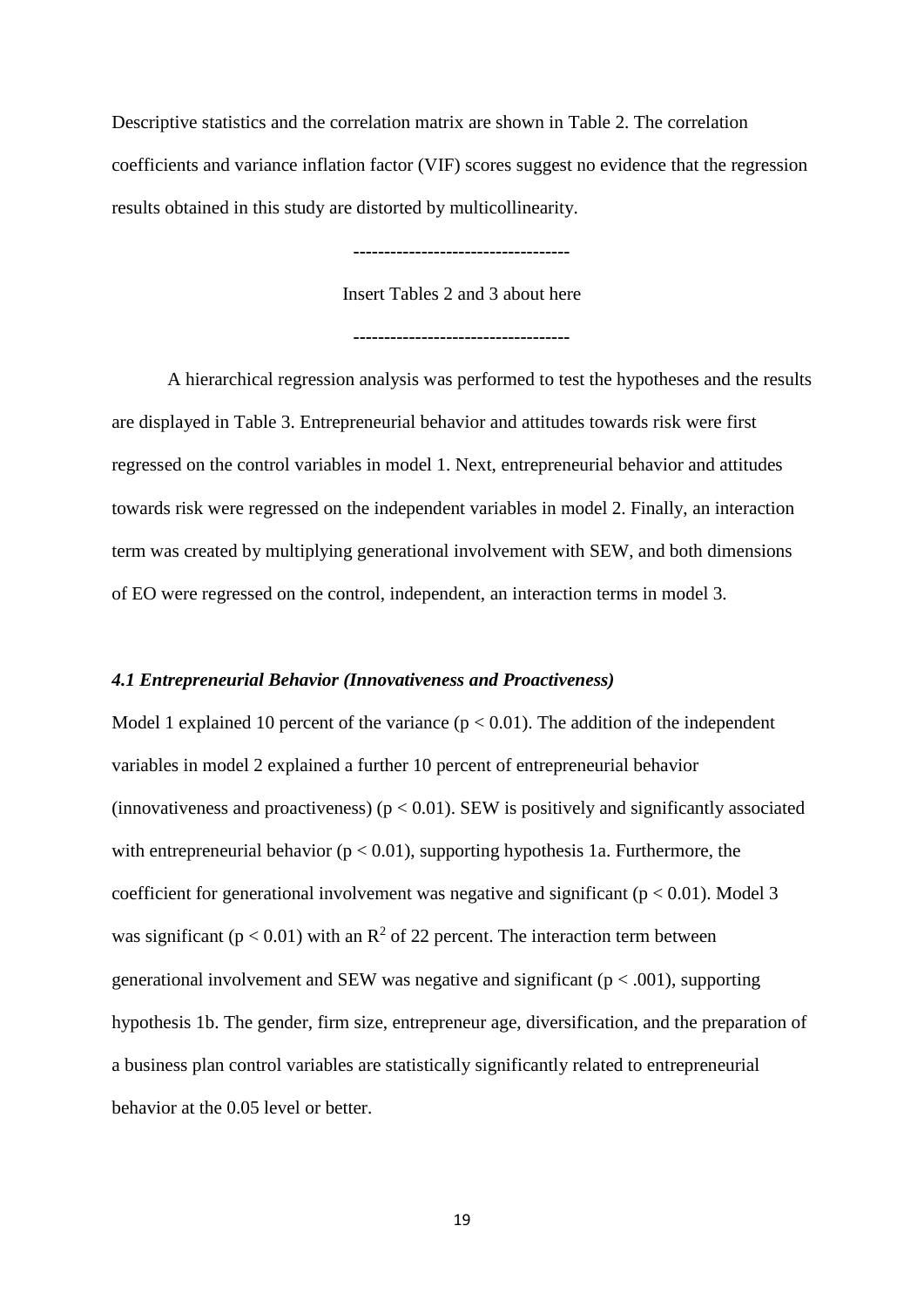Descriptive statistics and the correlation matrix are shown in Table 2. The correlation coefficients and variance inflation factor (VIF) scores suggest no evidence that the regression results obtained in this study are distorted by multicollinearity.

----------------------------------

Insert Tables 2 and 3 about here

----------------------------------

A hierarchical regression analysis was performed to test the hypotheses and the results are displayed in Table 3. Entrepreneurial behavior and attitudes towards risk were first regressed on the control variables in model 1. Next, entrepreneurial behavior and attitudes towards risk were regressed on the independent variables in model 2. Finally, an interaction term was created by multiplying generational involvement with SEW, and both dimensions of EO were regressed on the control, independent, an interaction terms in model 3.

### *4.1 Entrepreneurial Behavior (Innovativeness and Proactiveness)*

Model 1 explained 10 percent of the variance ($p < 0.01$). The addition of the independent variables in model 2 explained a further 10 percent of entrepreneurial behavior (innovativeness and proactiveness) ($p < 0.01$). SEW is positively and significantly associated with entrepreneurial behavior ($p < 0.01$), supporting hypothesis 1a. Furthermore, the coefficient for generational involvement was negative and significant ($p < 0.01$). Model 3 was significant ($p < 0.01$) with an $R^2$ of 22 percent. The interaction term between generational involvement and SEW was negative and significant ($p < .001$), supporting hypothesis 1b. The gender, firm size, entrepreneur age, diversification, and the preparation of a business plan control variables are statistically significantly related to entrepreneurial behavior at the 0.05 level or better.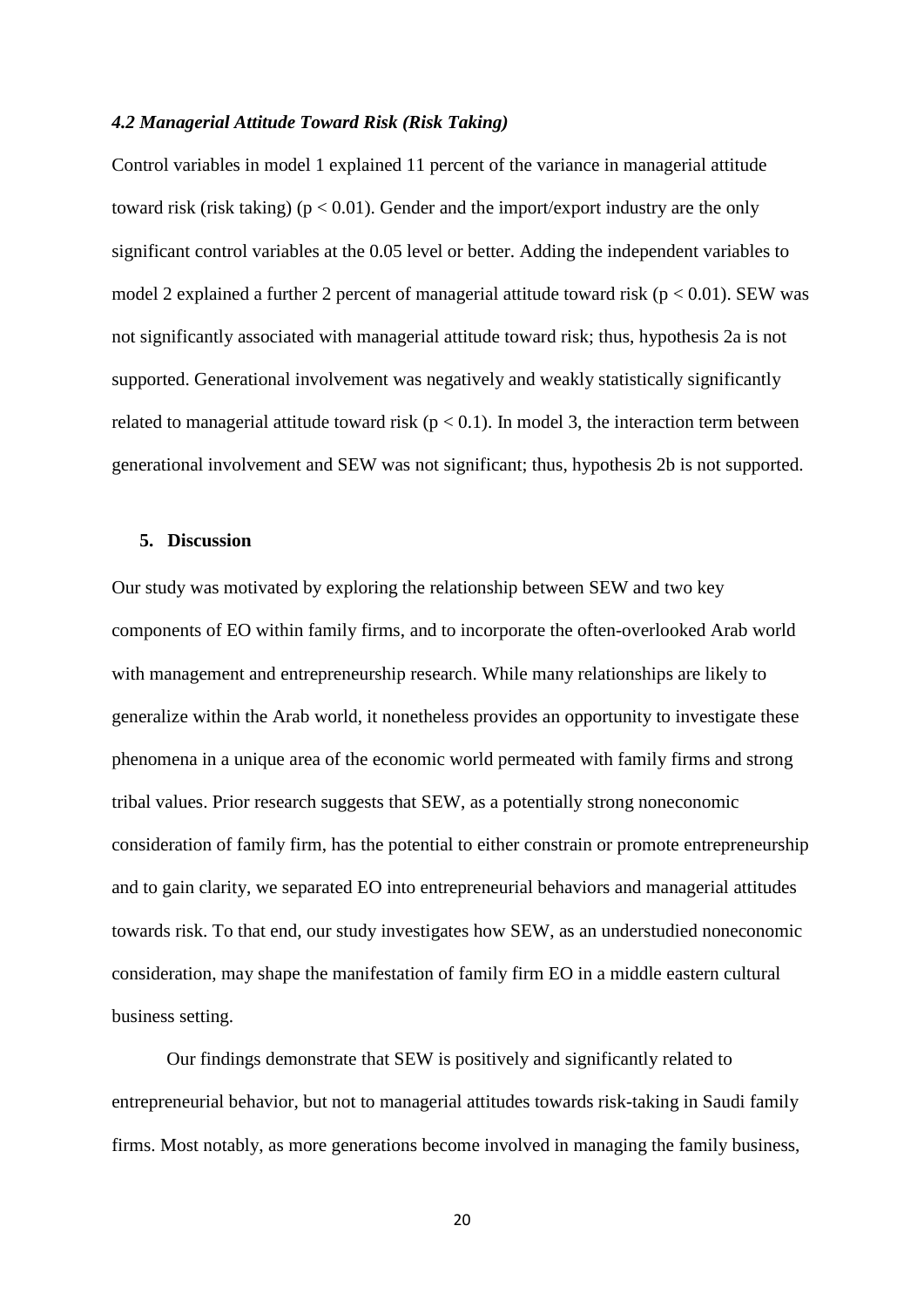### *4.2 Managerial Attitude Toward Risk (Risk Taking)*

Control variables in model 1 explained 11 percent of the variance in managerial attitude toward risk (risk taking) ($p < 0.01$). Gender and the import/export industry are the only significant control variables at the 0.05 level or better. Adding the independent variables to model 2 explained a further 2 percent of managerial attitude toward risk ($p < 0.01$). SEW was not significantly associated with managerial attitude toward risk; thus, hypothesis 2a is not supported. Generational involvement was negatively and weakly statistically significantly related to managerial attitude toward risk ($p < 0.1$). In model 3, the interaction term between generational involvement and SEW was not significant; thus, hypothesis 2b is not supported.

## 5. Discussion

Our study was motivated by exploring the relationship between SEW and two key components of EO within family firms, and to incorporate the often-overlooked Arab world with management and entrepreneurship research. While many relationships are likely to generalize within the Arab world, it nonetheless provides an opportunity to investigate these phenomena in a unique area of the economic world permeated with family firms and strong tribal values. Prior research suggests that SEW, as a potentially strong noneconomic consideration of family firm, has the potential to either constrain or promote entrepreneurship and to gain clarity, we separated EO into entrepreneurial behaviors and managerial attitudes towards risk. To that end, our study investigates how SEW, as an understudied noneconomic consideration, may shape the manifestation of family firm EO in a middle eastern cultural business setting.

Our findings demonstrate that SEW is positively and significantly related to entrepreneurial behavior, but not to managerial attitudes towards risk-taking in Saudi family firms. Most notably, as more generations become involved in managing the family business,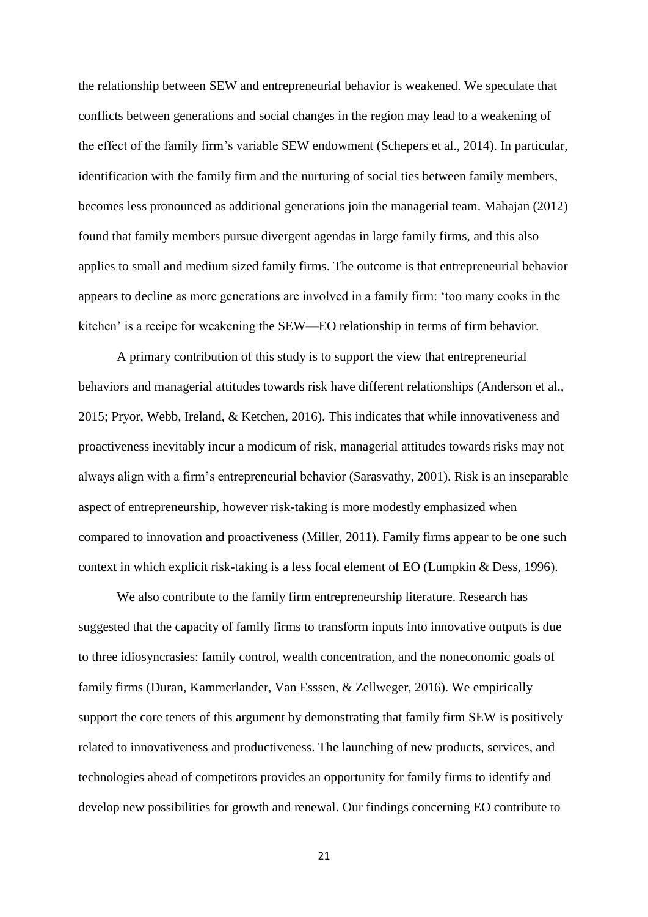the relationship between SEW and entrepreneurial behavior is weakened. We speculate that conflicts between generations and social changes in the region may lead to a weakening of the effect of the family firm's variable SEW endowment (Schepers et al., 2014). In particular, identification with the family firm and the nurturing of social ties between family members, becomes less pronounced as additional generations join the managerial team. Mahajan (2012) found that family members pursue divergent agendas in large family firms, and this also applies to small and medium sized family firms. The outcome is that entrepreneurial behavior appears to decline as more generations are involved in a family firm: 'too many cooks in the kitchen' is a recipe for weakening the SEW—EO relationship in terms of firm behavior.

A primary contribution of this study is to support the view that entrepreneurial behaviors and managerial attitudes towards risk have different relationships (Anderson et al., 2015; Pryor, Webb, Ireland, & Ketchen, 2016). This indicates that while innovativeness and proactiveness inevitably incur a modicum of risk, managerial attitudes towards risks may not always align with a firm's entrepreneurial behavior (Sarasvathy, 2001). Risk is an inseparable aspect of entrepreneurship, however risk-taking is more modestly emphasized when compared to innovation and proactiveness (Miller, 2011). Family firms appear to be one such context in which explicit risk-taking is a less focal element of EO (Lumpkin & Dess, 1996).

We also contribute to the family firm entrepreneurship literature. Research has suggested that the capacity of family firms to transform inputs into innovative outputs is due to three idiosyncrasies: family control, wealth concentration, and the noneconomic goals of family firms (Duran, Kammerlander, Van Esssen, & Zellweger, 2016). We empirically support the core tenets of this argument by demonstrating that family firm SEW is positively related to innovativeness and productiveness. The launching of new products, services, and technologies ahead of competitors provides an opportunity for family firms to identify and develop new possibilities for growth and renewal. Our findings concerning EO contribute to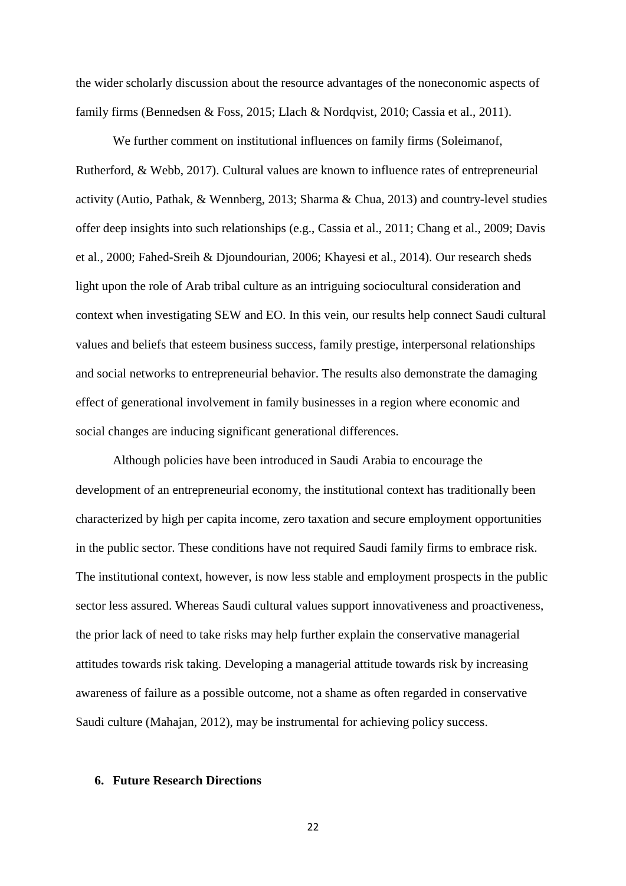the wider scholarly discussion about the resource advantages of the noneconomic aspects of family firms (Bennedsen & Foss, 2015; Llach & Nordqvist, 2010; Cassia et al., 2011).

We further comment on institutional influences on family firms (Soleimanof, Rutherford, & Webb, 2017). Cultural values are known to influence rates of entrepreneurial activity (Autio, Pathak, & Wennberg, 2013; Sharma & Chua, 2013) and country-level studies offer deep insights into such relationships (e.g., Cassia et al., 2011; Chang et al., 2009; Davis et al., 2000; Fahed-Sreih & Djoundourian, 2006; Khayesi et al., 2014). Our research sheds light upon the role of Arab tribal culture as an intriguing sociocultural consideration and context when investigating SEW and EO. In this vein, our results help connect Saudi cultural values and beliefs that esteem business success, family prestige, interpersonal relationships and social networks to entrepreneurial behavior. The results also demonstrate the damaging effect of generational involvement in family businesses in a region where economic and social changes are inducing significant generational differences.

Although policies have been introduced in Saudi Arabia to encourage the development of an entrepreneurial economy, the institutional context has traditionally been characterized by high per capita income, zero taxation and secure employment opportunities in the public sector. These conditions have not required Saudi family firms to embrace risk. The institutional context, however, is now less stable and employment prospects in the public sector less assured. Whereas Saudi cultural values support innovativeness and proactiveness, the prior lack of need to take risks may help further explain the conservative managerial attitudes towards risk taking. Developing a managerial attitude towards risk by increasing awareness of failure as a possible outcome, not a shame as often regarded in conservative Saudi culture (Mahajan, 2012), may be instrumental for achieving policy success.

## 6. Future Research Directions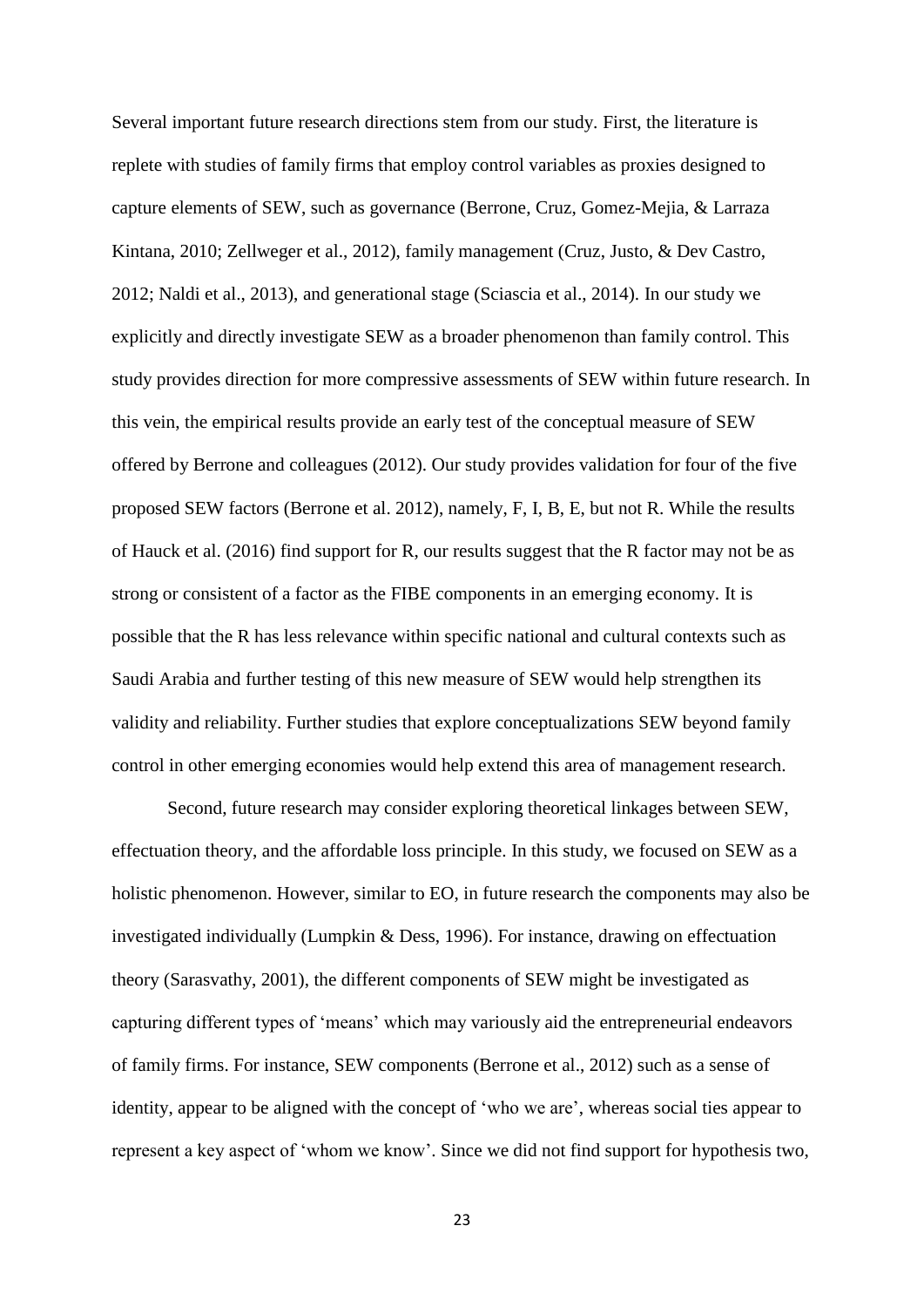Several important future research directions stem from our study. First, the literature is replete with studies of family firms that employ control variables as proxies designed to capture elements of SEW, such as governance (Berrone, Cruz, Gomez-Mejia, & Larraza Kintana, 2010; Zellweger et al., 2012), family management (Cruz, Justo, & Dev Castro, 2012; Naldi et al., 2013), and generational stage (Sciascia et al., 2014). In our study we explicitly and directly investigate SEW as a broader phenomenon than family control. This study provides direction for more compressive assessments of SEW within future research. In this vein, the empirical results provide an early test of the conceptual measure of SEW offered by Berrone and colleagues (2012). Our study provides validation for four of the five proposed SEW factors (Berrone et al. 2012), namely, F, I, B, E, but not R. While the results of Hauck et al. (2016) find support for R, our results suggest that the R factor may not be as strong or consistent of a factor as the FIBE components in an emerging economy. It is possible that the R has less relevance within specific national and cultural contexts such as Saudi Arabia and further testing of this new measure of SEW would help strengthen its validity and reliability. Further studies that explore conceptualizations SEW beyond family control in other emerging economies would help extend this area of management research.

Second, future research may consider exploring theoretical linkages between SEW, effectuation theory, and the affordable loss principle. In this study, we focused on SEW as a holistic phenomenon. However, similar to EO, in future research the components may also be investigated individually (Lumpkin & Dess, 1996). For instance, drawing on effectuation theory (Sarasvathy, 2001), the different components of SEW might be investigated as capturing different types of 'means' which may variously aid the entrepreneurial endeavors of family firms. For instance, SEW components (Berrone et al., 2012) such as a sense of identity, appear to be aligned with the concept of 'who we are', whereas social ties appear to represent a key aspect of 'whom we know'. Since we did not find support for hypothesis two,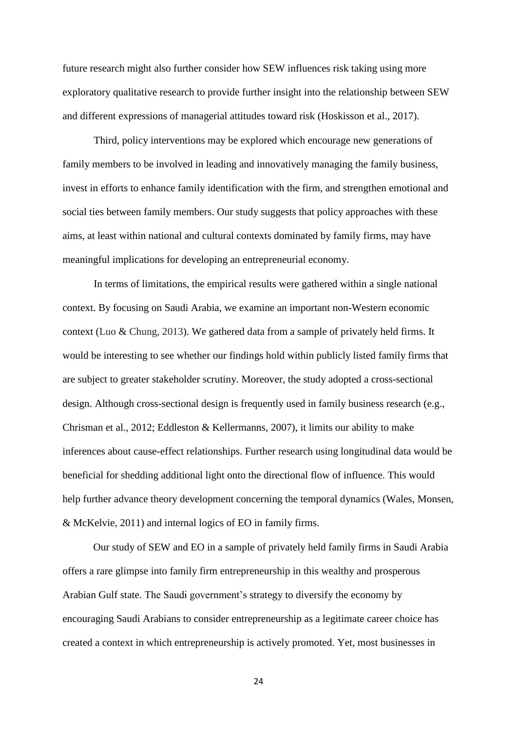future research might also further consider how SEW influences risk taking using more exploratory qualitative research to provide further insight into the relationship between SEW and different expressions of managerial attitudes toward risk (Hoskisson et al., 2017).

Third, policy interventions may be explored which encourage new generations of family members to be involved in leading and innovatively managing the family business, invest in efforts to enhance family identification with the firm, and strengthen emotional and social ties between family members. Our study suggests that policy approaches with these aims, at least within national and cultural contexts dominated by family firms, may have meaningful implications for developing an entrepreneurial economy.

In terms of limitations, the empirical results were gathered within a single national context. By focusing on Saudi Arabia, we examine an important non-Western economic context (Luo & Chung, 2013). We gathered data from a sample of privately held firms. It would be interesting to see whether our findings hold within publicly listed family firms that are subject to greater stakeholder scrutiny. Moreover, the study adopted a cross-sectional design. Although cross-sectional design is frequently used in family business research (e.g., Chrisman et al., 2012; Eddleston & Kellermanns, 2007), it limits our ability to make inferences about cause-effect relationships. Further research using longitudinal data would be beneficial for shedding additional light onto the directional flow of influence. This would help further advance theory development concerning the temporal dynamics (Wales, Monsen, & McKelvie, 2011) and internal logics of EO in family firms.

Our study of SEW and EO in a sample of privately held family firms in Saudi Arabia offers a rare glimpse into family firm entrepreneurship in this wealthy and prosperous Arabian Gulf state. The Saudi government's strategy to diversify the economy by encouraging Saudi Arabians to consider entrepreneurship as a legitimate career choice has created a context in which entrepreneurship is actively promoted. Yet, most businesses in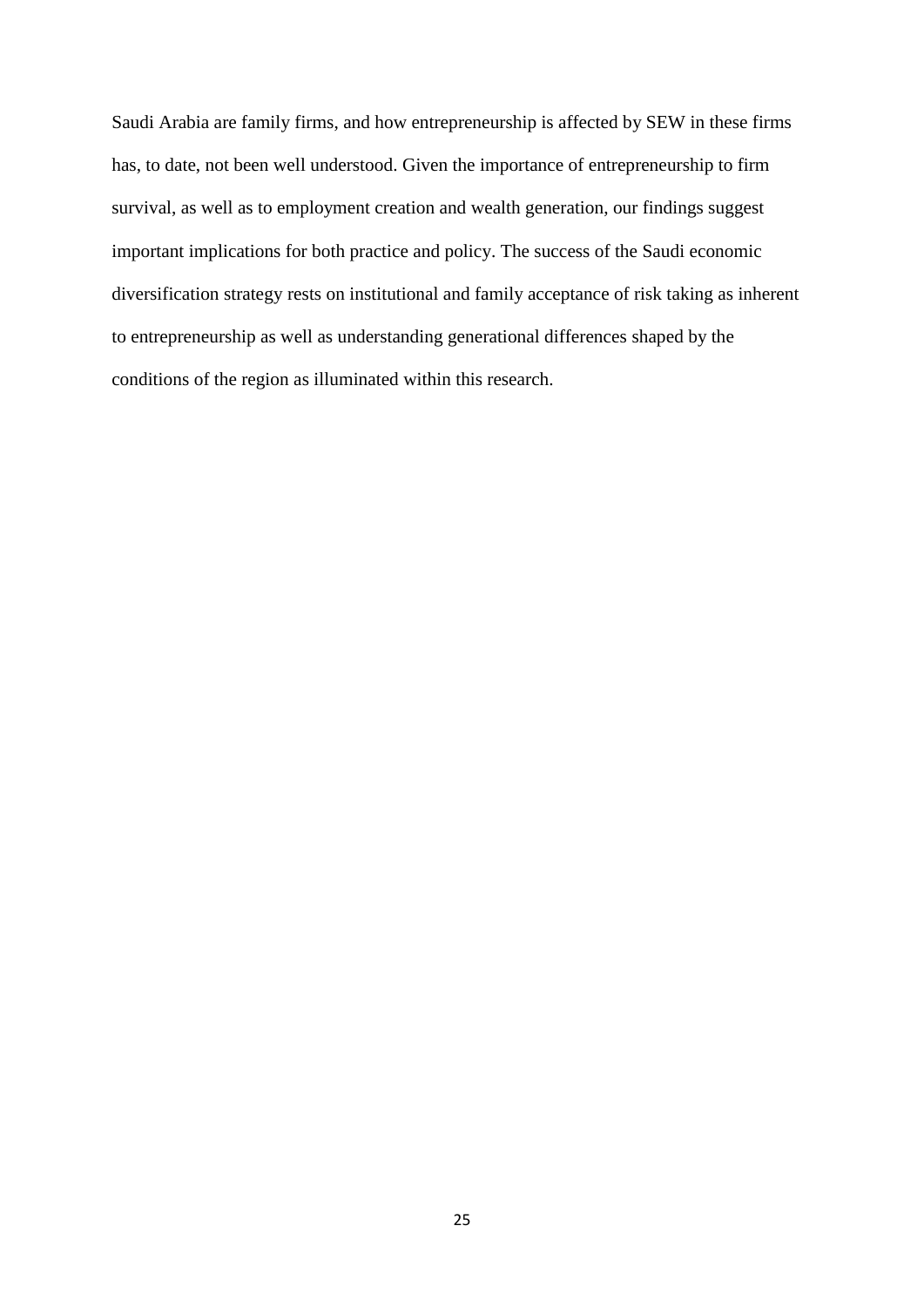Saudi Arabia are family firms, and how entrepreneurship is affected by SEW in these firms has, to date, not been well understood. Given the importance of entrepreneurship to firm survival, as well as to employment creation and wealth generation, our findings suggest important implications for both practice and policy. The success of the Saudi economic diversification strategy rests on institutional and family acceptance of risk taking as inherent to entrepreneurship as well as understanding generational differences shaped by the conditions of the region as illuminated within this research.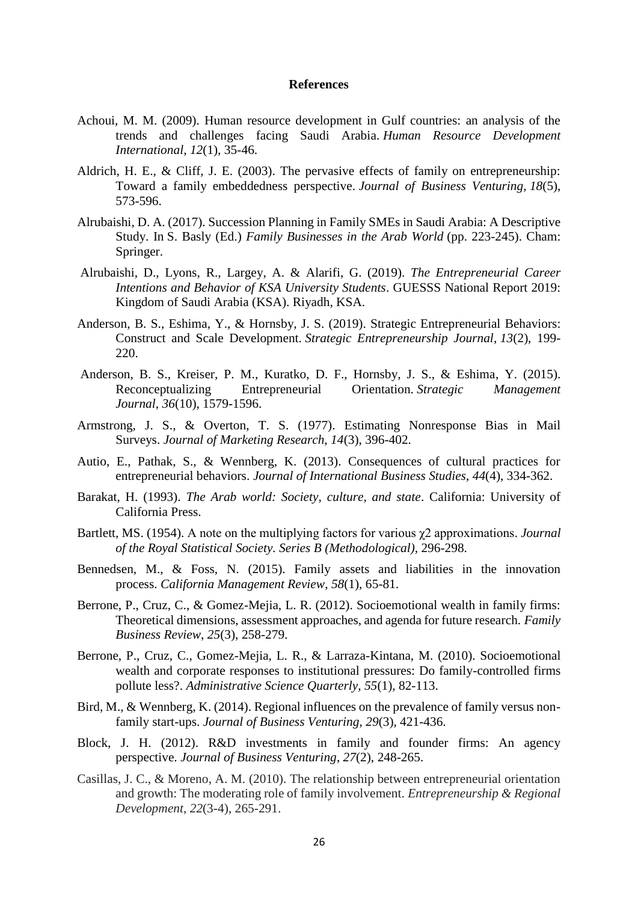**References**

Achoui, M. M. (2009). Human resource development in Gulf countries: an analysis of the trends and challenges facing Saudi Arabia. *Human Resource Development International*, *12*(1), 35-46.

Aldrich, H. E., & Cliff, J. E. (2003). The pervasive effects of family on entrepreneurship: Toward a family embeddedness perspective. *Journal of Business Venturing*, *18*(5), 573-596.

Alrubaishi, D. A. (2017). Succession Planning in Family SMEs in Saudi Arabia: A Descriptive Study. In S. Basly (Ed.) *Family Businesses in the Arab World* (pp. 223-245). Cham: Springer.

Alrubaishi, D., Lyons, R., Largey, A. & Alarifi, G. (2019). *The Entrepreneurial Career Intentions and Behavior of KSA University Students*. GUESSS National Report 2019: Kingdom of Saudi Arabia (KSA). Riyadh, KSA.

Anderson, B. S., Eshima, Y., & Hornsby, J. S. (2019). Strategic Entrepreneurial Behaviors: Construct and Scale Development. *Strategic Entrepreneurship Journal*, *13*(2), 199-220.

Anderson, B. S., Kreiser, P. M., Kuratko, D. F., Hornsby, J. S., & Eshima, Y. (2015). Reconceptualizing Entrepreneurial Orientation. *Strategic Management Journal*, *36*(10), 1579-1596.

Armstrong, J. S., & Overton, T. S. (1977). Estimating Nonresponse Bias in Mail Surveys. *Journal of Marketing Research*, *14*(3), 396-402.

Autio, E., Pathak, S., & Wennberg, K. (2013). Consequences of cultural practices for entrepreneurial behaviors. *Journal of International Business Studies*, *44*(4), 334-362.

Barakat, H. (1993). *The Arab world: Society, culture, and state*. California: University of California Press.

Bartlett, MS. (1954). A note on the multiplying factors for various $\chi 2$ approximations. *Journal of the Royal Statistical Society. Series B (Methodological)*, 296-298.

Bennedsen, M., & Foss, N. (2015). Family assets and liabilities in the innovation process. *California Management Review*, *58*(1), 65-81.

Berrone, P., Cruz, C., & Gomez-Mejia, L. R. (2012). Socioemotional wealth in family firms: Theoretical dimensions, assessment approaches, and agenda for future research. *Family Business Review*, *25*(3), 258-279.

Berrone, P., Cruz, C., Gomez-Mejia, L. R., & Larraza-Kintana, M. (2010). Socioemotional wealth and corporate responses to institutional pressures: Do family-controlled firms pollute less?. *Administrative Science Quarterly*, *55*(1), 82-113.

Bird, M., & Wennberg, K. (2014). Regional influences on the prevalence of family versus non-family start-ups. *Journal of Business Venturing*, *29*(3), 421-436.

Block, J. H. (2012). R&D investments in family and founder firms: An agency perspective. *Journal of Business Venturing*, *27*(2), 248-265.

Casillas, J. C., & Moreno, A. M. (2010). The relationship between entrepreneurial orientation and growth: The moderating role of family involvement. *Entrepreneurship & Regional Development*, *22*(3-4), 265-291.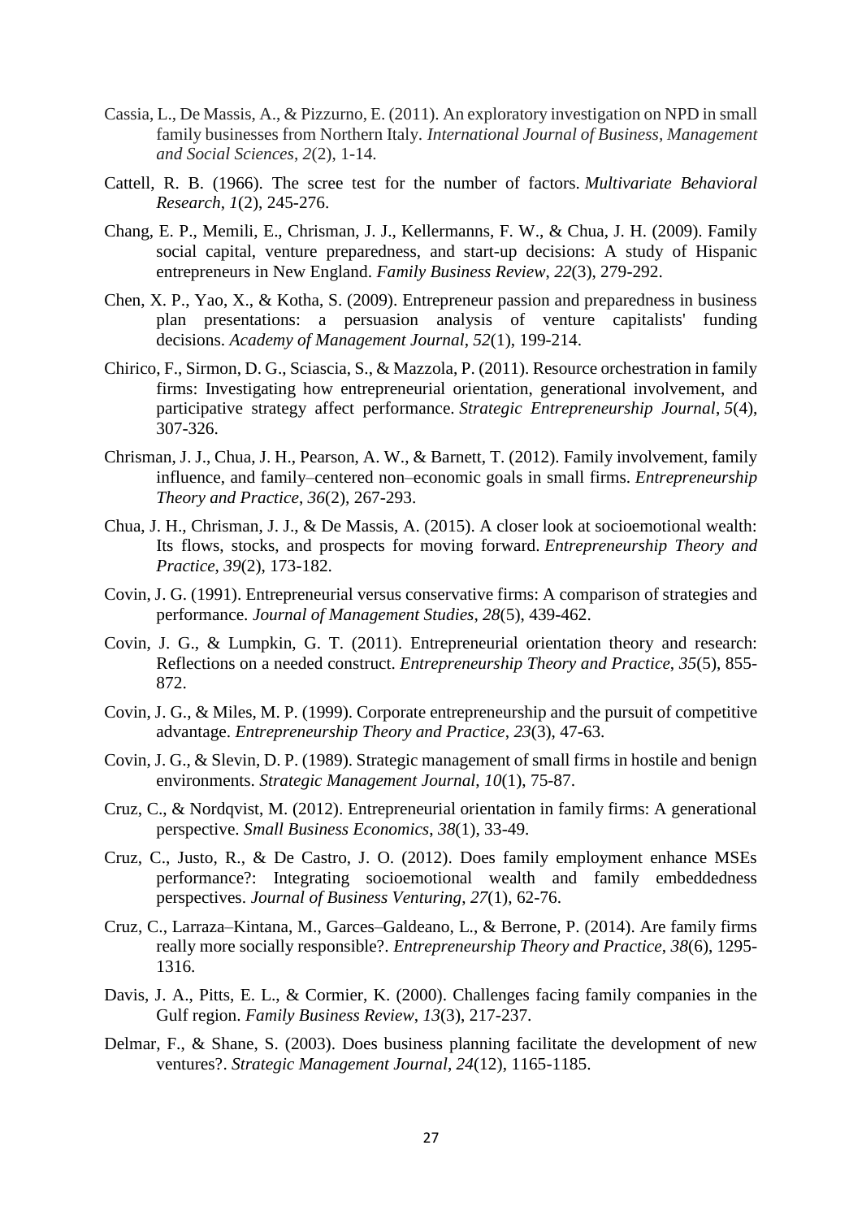Cassia, L., De Massis, A., & Pizzurno, E. (2011). An exploratory investigation on NPD in small family businesses from Northern Italy. *International Journal of Business, Management and Social Sciences*, *2*(2), 1-14.

Cattell, R. B. (1966). The scree test for the number of factors. *Multivariate Behavioral Research*, *1*(2), 245-276.

Chang, E. P., Memili, E., Chrisman, J. J., Kellermanns, F. W., & Chua, J. H. (2009). Family social capital, venture preparedness, and start-up decisions: A study of Hispanic entrepreneurs in New England. *Family Business Review*, *22*(3), 279-292.

Chen, X. P., Yao, X., & Kotha, S. (2009). Entrepreneur passion and preparedness in business plan presentations: a persuasion analysis of venture capitalists' funding decisions. *Academy of Management Journal*, *52*(1), 199-214.

Chirico, F., Sirmon, D. G., Sciascia, S., & Mazzola, P. (2011). Resource orchestration in family firms: Investigating how entrepreneurial orientation, generational involvement, and participative strategy affect performance. *Strategic Entrepreneurship Journal*, *5*(4), 307-326.

Chrisman, J. J., Chua, J. H., Pearson, A. W., & Barnett, T. (2012). Family involvement, family influence, and family–centered non–economic goals in small firms. *Entrepreneurship Theory and Practice*, *36*(2), 267-293.

Chua, J. H., Chrisman, J. J., & De Massis, A. (2015). A closer look at socioemotional wealth: Its flows, stocks, and prospects for moving forward. *Entrepreneurship Theory and Practice*, *39*(2), 173-182.

Covin, J. G. (1991). Entrepreneurial versus conservative firms: A comparison of strategies and performance. *Journal of Management Studies*, *28*(5), 439-462.

Covin, J. G., & Lumpkin, G. T. (2011). Entrepreneurial orientation theory and research: Reflections on a needed construct. *Entrepreneurship Theory and Practice*, *35*(5), 855-872.

Covin, J. G., & Miles, M. P. (1999). Corporate entrepreneurship and the pursuit of competitive advantage. *Entrepreneurship Theory and Practice*, *23*(3), 47-63.

Covin, J. G., & Slevin, D. P. (1989). Strategic management of small firms in hostile and benign environments. *Strategic Management Journal*, *10*(1), 75-87.

Cruz, C., & Nordqvist, M. (2012). Entrepreneurial orientation in family firms: A generational perspective. *Small Business Economics*, *38*(1), 33-49.

Cruz, C., Justo, R., & De Castro, J. O. (2012). Does family employment enhance MSEs performance?: Integrating socioemotional wealth and family embeddedness perspectives. *Journal of Business Venturing*, *27*(1), 62-76.

Cruz, C., Larraza–Kintana, M., Garces–Galdeano, L., & Berrone, P. (2014). Are family firms really more socially responsible?. *Entrepreneurship Theory and Practice*, *38*(6), 1295-1316.

Davis, J. A., Pitts, E. L., & Cormier, K. (2000). Challenges facing family companies in the Gulf region. *Family Business Review*, *13*(3), 217-237.

Delmar, F., & Shane, S. (2003). Does business planning facilitate the development of new ventures?. *Strategic Management Journal*, *24*(12), 1165-1185.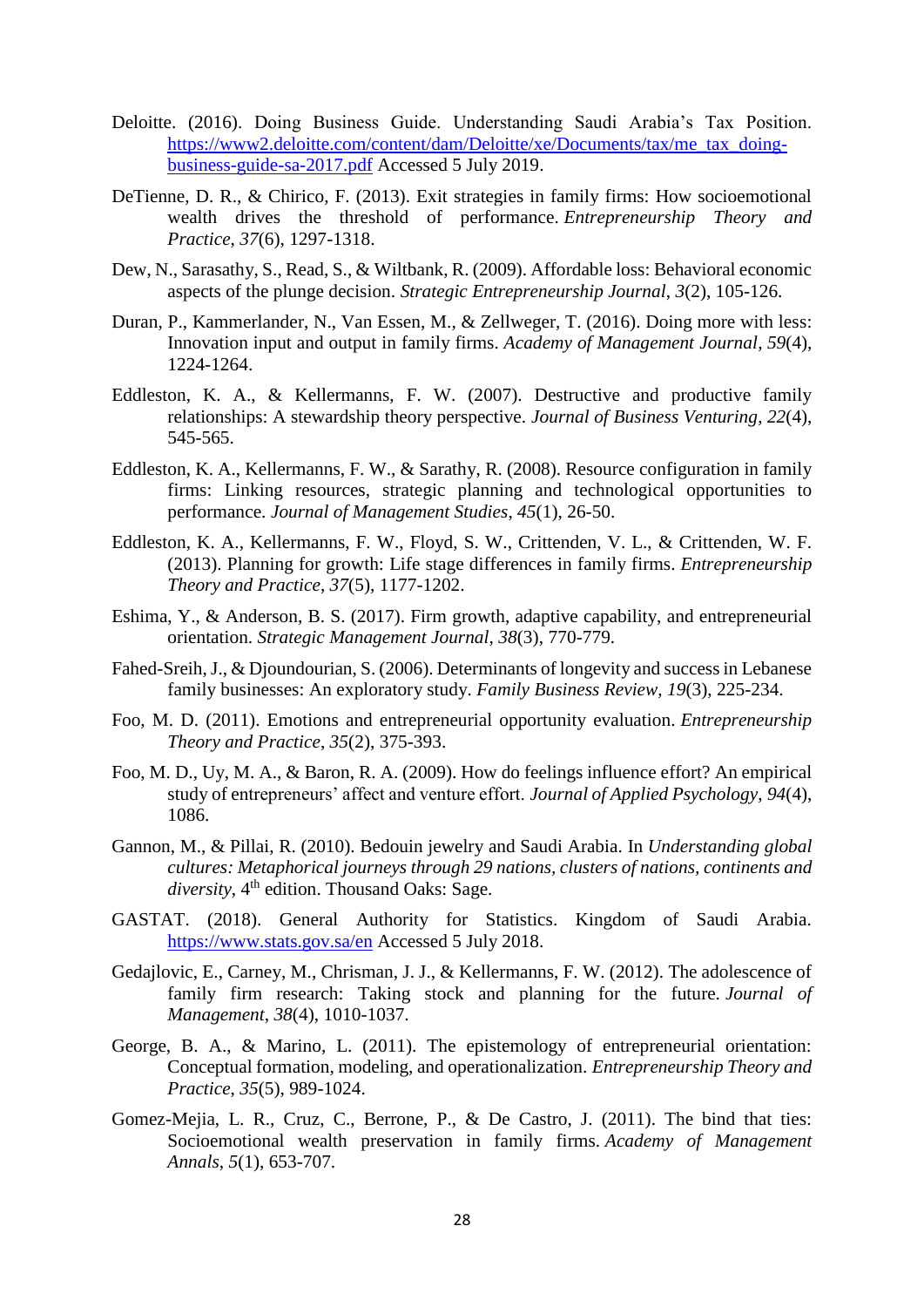Deloitte. (2016). Doing Business Guide. Understanding Saudi Arabia's Tax Position. [https://www2.deloitte.com/content/dam/Deloitte/xe/Documents/tax/me_tax_doing-business-guide-sa-2017.pdf](https://www2.deloitte.com/content/dam/Deloitte/xe/Documents/tax/me_tax_doing-business-guide-sa-2017.pdf) Accessed 5 July 2019.

DeTienne, D. R., & Chirico, F. (2013). Exit strategies in family firms: How socioemotional wealth drives the threshold of performance. *Entrepreneurship Theory and Practice*, *37*(6), 1297-1318.

Dew, N., Sarasathy, S., Read, S., & Wiltbank, R. (2009). Affordable loss: Behavioral economic aspects of the plunge decision. *Strategic Entrepreneurship Journal*, *3*(2), 105-126.

Duran, P., Kammerlander, N., Van Essen, M., & Zellweger, T. (2016). Doing more with less: Innovation input and output in family firms. *Academy of Management Journal*, *59*(4), 1224-1264.

Eddleston, K. A., & Kellermanns, F. W. (2007). Destructive and productive family relationships: A stewardship theory perspective. *Journal of Business Venturing*, *22*(4), 545-565.

Eddleston, K. A., Kellermanns, F. W., & Sarathy, R. (2008). Resource configuration in family firms: Linking resources, strategic planning and technological opportunities to performance. *Journal of Management Studies*, *45*(1), 26-50.

Eddleston, K. A., Kellermanns, F. W., Floyd, S. W., Crittenden, V. L., & Crittenden, W. F. (2013). Planning for growth: Life stage differences in family firms. *Entrepreneurship Theory and Practice*, *37*(5), 1177-1202.

Eshima, Y., & Anderson, B. S. (2017). Firm growth, adaptive capability, and entrepreneurial orientation. *Strategic Management Journal*, *38*(3), 770-779.

Fahed-Sreih, J., & Djoundourian, S. (2006). Determinants of longevity and success in Lebanese family businesses: An exploratory study. *Family Business Review*, *19*(3), 225-234.

Foo, M. D. (2011). Emotions and entrepreneurial opportunity evaluation. *Entrepreneurship Theory and Practice*, *35*(2), 375-393.

Foo, M. D., Uy, M. A., & Baron, R. A. (2009). How do feelings influence effort? An empirical study of entrepreneurs' affect and venture effort. *Journal of Applied Psychology*, *94*(4), 1086.

Gannon, M., & Pillai, R. (2010). Bedouin jewelry and Saudi Arabia. In *Understanding global cultures: Metaphorical journeys through 29 nations, clusters of nations, continents and diversity*, 4th edition. Thousand Oaks: Sage.

GASTAT. (2018). General Authority for Statistics. Kingdom of Saudi Arabia. [https://www.stats.gov.sa/en](https://www.stats.gov.sa/en) Accessed 5 July 2018.

Gedajlovic, E., Carney, M., Chrisman, J. J., & Kellermanns, F. W. (2012). The adolescence of family firm research: Taking stock and planning for the future. *Journal of Management*, *38*(4), 1010-1037.

George, B. A., & Marino, L. (2011). The epistemology of entrepreneurial orientation: Conceptual formation, modeling, and operationalization. *Entrepreneurship Theory and Practice*, *35*(5), 989-1024.

Gomez-Mejia, L. R., Cruz, C., Berrone, P., & De Castro, J. (2011). The bind that ties: Socioemotional wealth preservation in family firms. *Academy of Management Annals*, *5*(1), 653-707.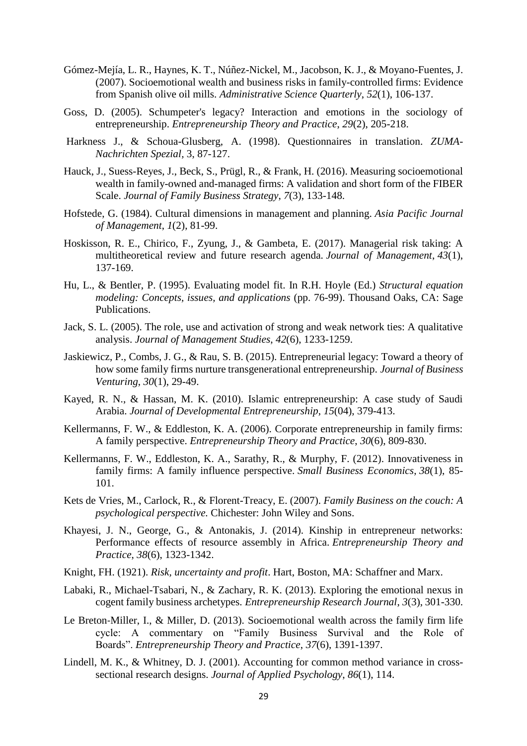Gómez-Mejía, L. R., Haynes, K. T., Núñez-Nickel, M., Jacobson, K. J., & Moyano-Fuentes, J. (2007). Socioemotional wealth and business risks in family-controlled firms: Evidence from Spanish olive oil mills. *Administrative Science Quarterly*, *52*(1), 106-137.

Goss, D. (2005). Schumpeter's legacy? Interaction and emotions in the sociology of entrepreneurship. *Entrepreneurship Theory and Practice*, *29*(2), 205-218.

Harkness J., & Schoua-Glusberg, A. (1998). Questionnaires in translation. *ZUMA-Nachrichten Spezial,* 3, 87-127.

Hauck, J., Suess-Reyes, J., Beck, S., Prügl, R., & Frank, H. (2016). Measuring socioemotional wealth in family-owned and-managed firms: A validation and short form of the FIBER Scale. *Journal of Family Business Strategy*, *7*(3), 133-148.

Hofstede, G. (1984). Cultural dimensions in management and planning. *Asia Pacific Journal of Management*, *1*(2), 81-99.

Hoskisson, R. E., Chirico, F., Zyung, J., & Gambeta, E. (2017). Managerial risk taking: A multitheoretical review and future research agenda. *Journal of Management*, *43*(1), 137-169.

Hu, L., & Bentler, P. (1995). Evaluating model fit. In R.H. Hoyle (Ed.) *Structural equation modeling: Concepts, issues, and applications* (pp. 76-99). Thousand Oaks, CA: Sage Publications.

Jack, S. L. (2005). The role, use and activation of strong and weak network ties: A qualitative analysis. *Journal of Management Studies*, *42*(6), 1233-1259.

Jaskiewicz, P., Combs, J. G., & Rau, S. B. (2015). Entrepreneurial legacy: Toward a theory of how some family firms nurture transgenerational entrepreneurship. *Journal of Business Venturing*, *30*(1), 29-49.

Kayed, R. N., & Hassan, M. K. (2010). Islamic entrepreneurship: A case study of Saudi Arabia. *Journal of Developmental Entrepreneurship*, *15*(04), 379-413.

Kellermanns, F. W., & Eddleston, K. A. (2006). Corporate entrepreneurship in family firms: A family perspective. *Entrepreneurship Theory and Practice*, *30*(6), 809-830.

Kellermanns, F. W., Eddleston, K. A., Sarathy, R., & Murphy, F. (2012). Innovativeness in family firms: A family influence perspective. *Small Business Economics*, *38*(1), 85-101.

Kets de Vries, M., Carlock, R., & Florent-Treacy, E. (2007). *Family Business on the couch: A psychological perspective.* Chichester: John Wiley and Sons.

Khayesi, J. N., George, G., & Antonakis, J. (2014). Kinship in entrepreneur networks: Performance effects of resource assembly in Africa. *Entrepreneurship Theory and Practice*, *38*(6), 1323-1342.

Knight, FH. (1921). *Risk, uncertainty and profit*. Hart, Boston, MA: Schaffner and Marx.

Labaki, R., Michael-Tsabari, N., & Zachary, R. K. (2013). Exploring the emotional nexus in cogent family business archetypes. *Entrepreneurship Research Journal*, *3*(3), 301-330.

Le Breton-Miller, I., & Miller, D. (2013). Socioemotional wealth across the family firm life cycle: A commentary on "Family Business Survival and the Role of Boards". *Entrepreneurship Theory and Practice*, *37*(6), 1391-1397.

Lindell, M. K., & Whitney, D. J. (2001). Accounting for common method variance in cross-sectional research designs. *Journal of Applied Psychology*, *86*(1), 114.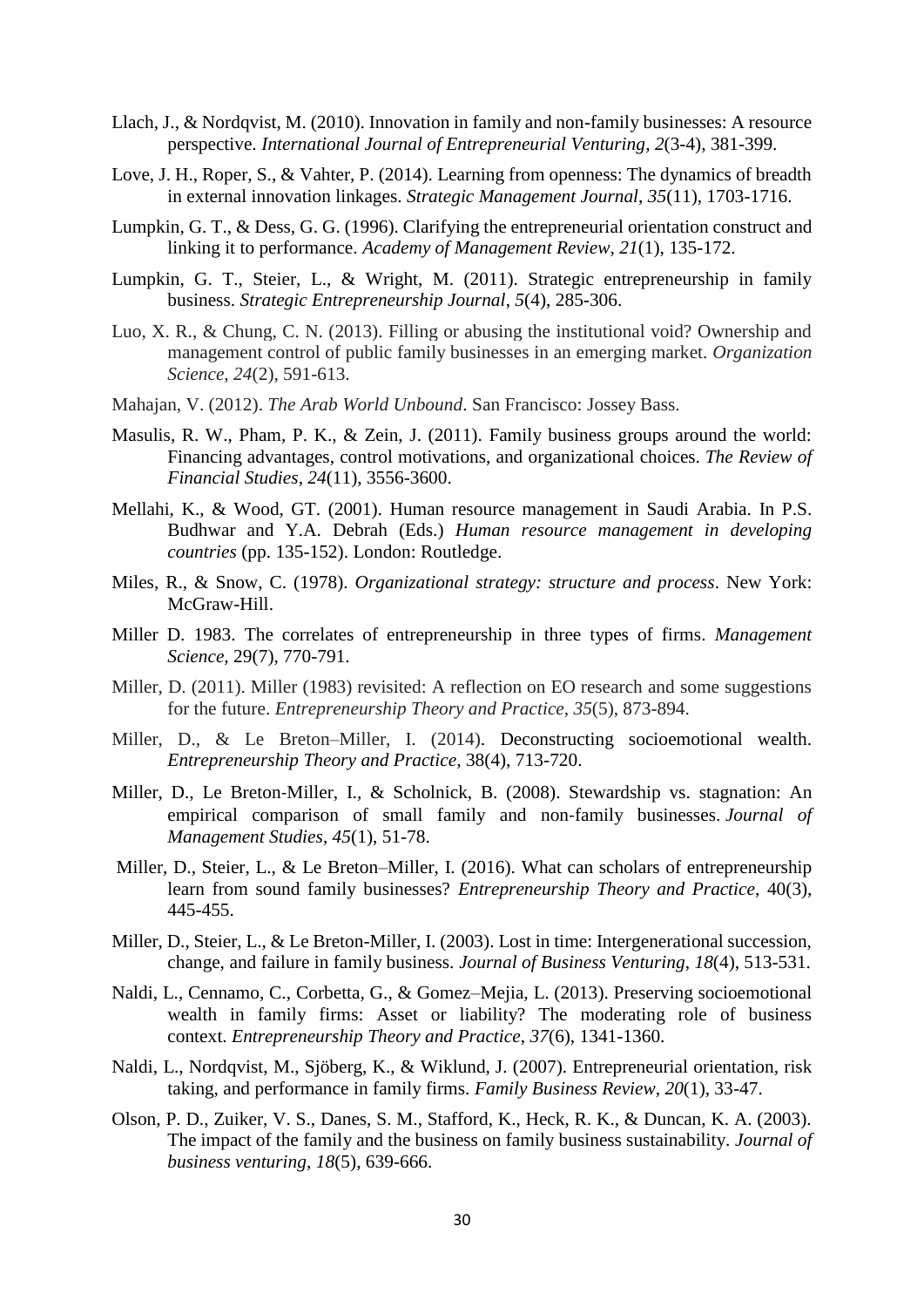Llach, J., & Nordqvist, M. (2010). Innovation in family and non-family businesses: A resource perspective. *International Journal of Entrepreneurial Venturing*, *2*(3-4), 381-399.

Love, J. H., Roper, S., & Vahter, P. (2014). Learning from openness: The dynamics of breadth in external innovation linkages. *Strategic Management Journal*, *35*(11), 1703-1716.

Lumpkin, G. T., & Dess, G. G. (1996). Clarifying the entrepreneurial orientation construct and linking it to performance. *Academy of Management Review*, *21*(1), 135-172.

Lumpkin, G. T., Steier, L., & Wright, M. (2011). Strategic entrepreneurship in family business. *Strategic Entrepreneurship Journal*, *5*(4), 285-306.

Luo, X. R., & Chung, C. N. (2013). Filling or abusing the institutional void? Ownership and management control of public family businesses in an emerging market. *Organization Science*, *24*(2), 591-613.

Mahajan, V. (2012). *The Arab World Unbound*. San Francisco: Jossey Bass.

Masulis, R. W., Pham, P. K., & Zein, J. (2011). Family business groups around the world: Financing advantages, control motivations, and organizational choices. *The Review of Financial Studies*, *24*(11), 3556-3600.

Mellahi, K., & Wood, GT. (2001). Human resource management in Saudi Arabia. In P.S. Budhwar and Y.A. Debrah (Eds.) *Human resource management in developing countries* (pp. 135-152). London: Routledge.

Miles, R., & Snow, C. (1978). *Organizational strategy: structure and process*. New York: McGraw-Hill.

Miller D. 1983. The correlates of entrepreneurship in three types of firms. *Management Science,* 29(7), 770-791.

Miller, D. (2011). Miller (1983) revisited: A reflection on EO research and some suggestions for the future. *Entrepreneurship Theory and Practice*, *35*(5), 873-894.

Miller, D., & Le Breton–Miller, I. (2014). Deconstructing socioemotional wealth. *Entrepreneurship Theory and Practice,* 38(4), 713-720.

Miller, D., Le Breton‐Miller, I., & Scholnick, B. (2008). Stewardship vs. stagnation: An empirical comparison of small family and non‐family businesses. *Journal of Management Studies*, *45*(1), 51-78.

Miller, D., Steier, L., & Le Breton–Miller, I. (2016). What can scholars of entrepreneurship learn from sound family businesses? *Entrepreneurship Theory and Practice*, 40(3), 445-455.

Miller, D., Steier, L., & Le Breton-Miller, I. (2003). Lost in time: Intergenerational succession, change, and failure in family business. *Journal of Business Venturing*, *18*(4), 513-531.

Naldi, L., Cennamo, C., Corbetta, G., & Gomez–Mejia, L. (2013). Preserving socioemotional wealth in family firms: Asset or liability? The moderating role of business context. *Entrepreneurship Theory and Practice*, *37*(6), 1341-1360.

Naldi, L., Nordqvist, M., Sjöberg, K., & Wiklund, J. (2007). Entrepreneurial orientation, risk taking, and performance in family firms. *Family Business Review*, *20*(1), 33-47.

Olson, P. D., Zuiker, V. S., Danes, S. M., Stafford, K., Heck, R. K., & Duncan, K. A. (2003). The impact of the family and the business on family business sustainability. *Journal of business venturing*, *18*(5), 639-666.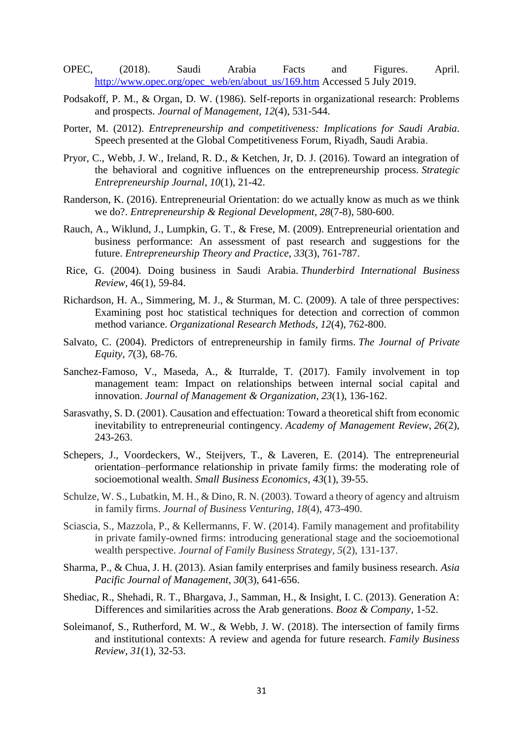OPEC, (2018). Saudi Arabia Facts and Figures. April. http://www.opec.org/opec_web/en/about_us/169.htm Accessed 5 July 2019.

Podsakoff, P. M., & Organ, D. W. (1986). Self-reports in organizational research: Problems and prospects. *Journal of Management*, *12*(4), 531-544.

Porter, M. (2012). *Entrepreneurship and competitiveness: Implications for Saudi Arabia*. Speech presented at the Global Competitiveness Forum, Riyadh, Saudi Arabia.

Pryor, C., Webb, J. W., Ireland, R. D., & Ketchen, Jr, D. J. (2016). Toward an integration of the behavioral and cognitive influences on the entrepreneurship process. *Strategic Entrepreneurship Journal*, *10*(1), 21-42.

Randerson, K. (2016). Entrepreneurial Orientation: do we actually know as much as we think we do?. *Entrepreneurship & Regional Development*, *28*(7-8), 580-600.

Rauch, A., Wiklund, J., Lumpkin, G. T., & Frese, M. (2009). Entrepreneurial orientation and business performance: An assessment of past research and suggestions for the future. *Entrepreneurship Theory and Practice*, *33*(3), 761-787.

Rice, G. (2004). Doing business in Saudi Arabia. *Thunderbird International Business Review*, 46(1), 59-84.

Richardson, H. A., Simmering, M. J., & Sturman, M. C. (2009). A tale of three perspectives: Examining post hoc statistical techniques for detection and correction of common method variance. *Organizational Research Methods*, *12*(4), 762-800.

Salvato, C. (2004). Predictors of entrepreneurship in family firms. *The Journal of Private Equity*, *7*(3), 68-76.

Sanchez-Famoso, V., Maseda, A., & Iturralde, T. (2017). Family involvement in top management team: Impact on relationships between internal social capital and innovation. *Journal of Management & Organization*, *23*(1), 136-162.

Sarasvathy, S. D. (2001). Causation and effectuation: Toward a theoretical shift from economic inevitability to entrepreneurial contingency. *Academy of Management Review*, *26*(2), 243-263.

Schepers, J., Voordeckers, W., Steijvers, T., & Laveren, E. (2014). The entrepreneurial orientation–performance relationship in private family firms: the moderating role of socioemotional wealth. *Small Business Economics*, *43*(1), 39-55.

Schulze, W. S., Lubatkin, M. H., & Dino, R. N. (2003). Toward a theory of agency and altruism in family firms. *Journal of Business Venturing*, *18*(4), 473-490.

Sciascia, S., Mazzola, P., & Kellermanns, F. W. (2014). Family management and profitability in private family-owned firms: introducing generational stage and the socioemotional wealth perspective. *Journal of Family Business Strategy*, *5*(2), 131-137.

Sharma, P., & Chua, J. H. (2013). Asian family enterprises and family business research. *Asia Pacific Journal of Management*, *30*(3), 641-656.

Shediac, R., Shehadi, R. T., Bhargava, J., Samman, H., & Insight, I. C. (2013). Generation A: Differences and similarities across the Arab generations. *Booz & Company*, 1-52.

Soleimanof, S., Rutherford, M. W., & Webb, J. W. (2018). The intersection of family firms and institutional contexts: A review and agenda for future research. *Family Business Review*, *31*(1), 32-53.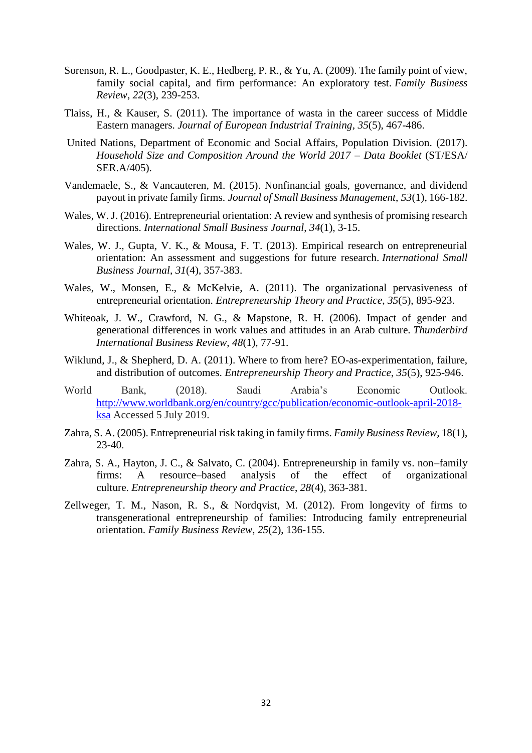Sorenson, R. L., Goodpaster, K. E., Hedberg, P. R., & Yu, A. (2009). The family point of view, family social capital, and firm performance: An exploratory test. *Family Business Review*, *22*(3), 239-253.

Tlaiss, H., & Kauser, S. (2011). The importance of wasta in the career success of Middle Eastern managers. *Journal of European Industrial Training*, *35*(5), 467-486.

United Nations, Department of Economic and Social Affairs, Population Division. (2017). *Household Size and Composition Around the World 2017 – Data Booklet* (ST/ESA/ SER.A/405).

Vandemaele, S., & Vancauteren, M. (2015). Nonfinancial goals, governance, and dividend payout in private family firms. *Journal of Small Business Management*, *53*(1), 166-182.

Wales, W. J. (2016). Entrepreneurial orientation: A review and synthesis of promising research directions. *International Small Business Journal*, *34*(1), 3-15.

Wales, W. J., Gupta, V. K., & Mousa, F. T. (2013). Empirical research on entrepreneurial orientation: An assessment and suggestions for future research. *International Small Business Journal*, *31*(4), 357-383.

Wales, W., Monsen, E., & McKelvie, A. (2011). The organizational pervasiveness of entrepreneurial orientation. *Entrepreneurship Theory and Practice*, *35*(5), 895-923.

Whiteoak, J. W., Crawford, N. G., & Mapstone, R. H. (2006). Impact of gender and generational differences in work values and attitudes in an Arab culture. *Thunderbird International Business Review*, *48*(1), 77-91.

Wiklund, J., & Shepherd, D. A. (2011). Where to from here? EO-as-experimentation, failure, and distribution of outcomes. *Entrepreneurship Theory and Practice*, *35*(5), 925-946.

World Bank, (2018). Saudi Arabia's Economic Outlook. http://www.worldbank.org/en/country/gcc/publication/economic-outlook-april-2018-ksa Accessed 5 July 2019.

Zahra, S. A. (2005). Entrepreneurial risk taking in family firms. *Family Business Review*, 18(1), 23-40.

Zahra, S. A., Hayton, J. C., & Salvato, C. (2004). Entrepreneurship in family vs. non–family firms: A resource–based analysis of the effect of organizational culture. *Entrepreneurship theory and Practice*, *28*(4), 363-381.

Zellweger, T. M., Nason, R. S., & Nordqvist, M. (2012). From longevity of firms to transgenerational entrepreneurship of families: Introducing family entrepreneurial orientation. *Family Business Review*, *25*(2), 136-155.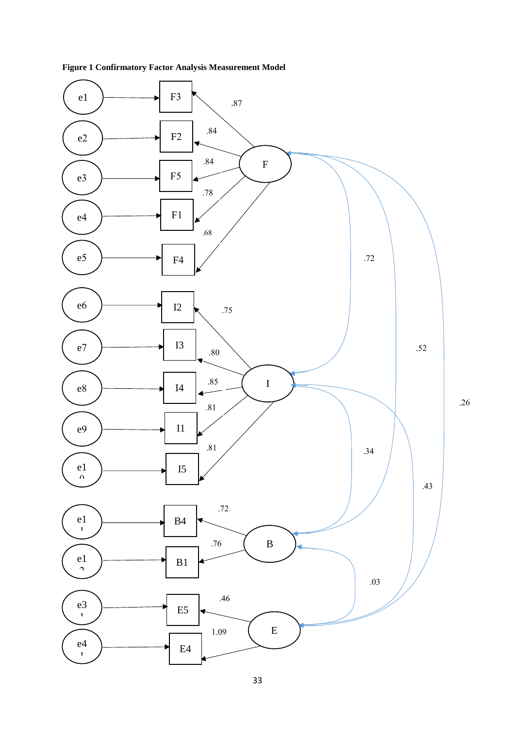**Figure 1 Confirmatory Factor Analysis Measurement Model**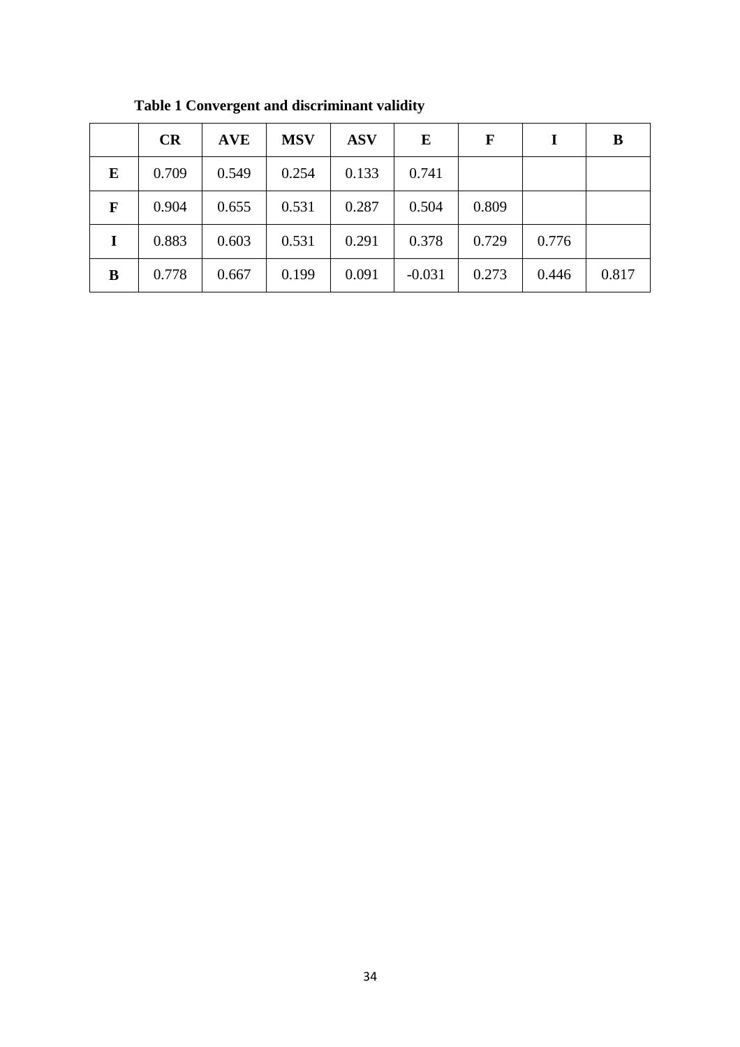**Table 1 Convergent and discriminant validity**

| | CR | AVE | MSV | ASV | E | F | I | B |
|---|---|---|---|---|---|---|---|---|
| **E** | 0.709 | 0.549 | 0.254 | 0.133 | 0.741 | | | |
| **F** | 0.904 | 0.655 | 0.531 | 0.287 | 0.504 | 0.809 | | |
| **I** | 0.883 | 0.603 | 0.531 | 0.291 | 0.378 | 0.729 | 0.776 | |
| **B** | 0.778 | 0.667 | 0.199 | 0.091 | -0.031 | 0.273 | 0.446 | 0.817 |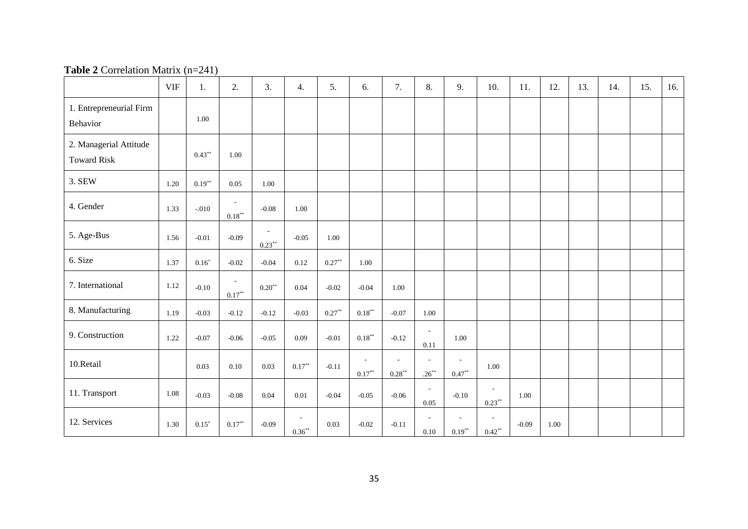**Table 2** Correlation Matrix (n=241)

| | VIF | 1. | 2. | 3. | 4. | 5. | 6. | 7. | 8. | 9. | 10. | 11. | 12. | 13. | 14. | 15. | 16. |
|---|---|---|---|---|---|---|---|---|---|---|---|---|---|---|---|---|---|
| 1. Entrepreneurial Firm Behavior | | 1.00 | | | | | | | | | | | | | | | |
| 2. Managerial Attitude Toward Risk | | 0.43** | 1.00 | | | | | | | | | | | | | | |
| 3. SEW | 1.20 | 0.19** | 0.05 | 1.00 | | | | | | | | | | | | | |
| 4. Gender | 1.33 | -.010 | -0.18** | -0.08 | 1.00 | | | | | | | | | | | | |
| 5. Age-Bus | 1.56 | -0.01 | -0.09 | -0.23** | -0.05 | 1.00 | | | | | | | | | | | |
| 6. Size | 1.37 | 0.16* | -0.02 | -0.04 | 0.12 | 0.27** | 1.00 | | | | | | | | | | |
| 7. International | 1.12 | -0.10 | -0.17** | 0.20** | 0.04 | -0.02 | -0.04 | 1.00 | | | | | | | | | |
| 8. Manufacturing | 1.19 | -0.03 | -0.12 | -0.12 | -0.03 | 0.27** | 0.18** | -0.07 | 1.00 | | | | | | | | |
| 9. Construction | 1.22 | -0.07 | -0.06 | -0.05 | 0.09 | -0.01 | 0.18** | -0.12 | -0.11 | 1.00 | | | | | | | |
| 10.Retail | | 0.03 | 0.10 | 0.03 | 0.17** | -0.11 | -0.17** | -0.28** | -.26** | -0.47** | 1.00 | | | | | | |
| 11. Transport | 1.08 | -0.03 | -0.08 | 0.04 | 0.01 | -0.04 | -0.05 | -0.06 | -0.05 | -0.10 | -0.23** | 1.00 | | | | | |
| 12. Services | 1.30 | 0.15* | 0.17** | -0.09 | -0.36** | 0.03 | -0.02 | -0.11 | -0.10 | -0.19** | -0.42** | -0.09 | 1.00 | | | | |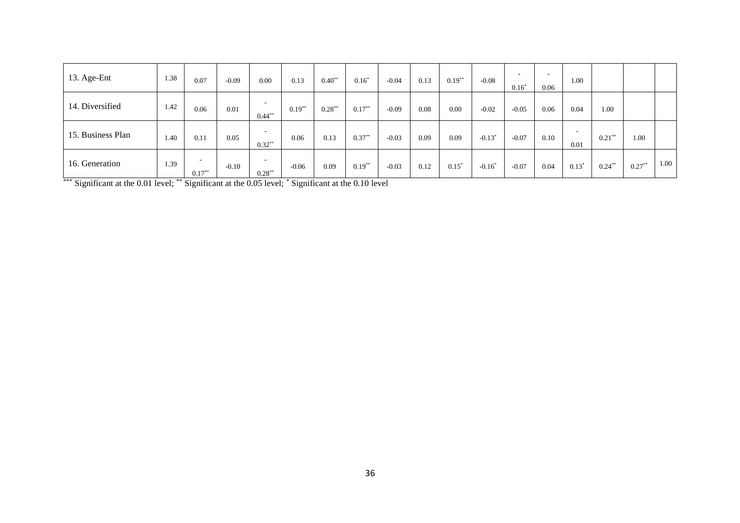| | | | | | | | | | | | | | | | | | |
|---|---|---|---|---|---|---|---|---|---|---|---|---|---|---|---|---|---|
| 13. Age-Ent | 1.38 | 0.07 | -0.09 | 0.00 | 0.13 | $0.40^{**}$ | $0.16^{*}$ | -0.04 | 0.13 | $0.19^{**}$ | -0.08 | $-0.16^{*}$ | -0.06 | 1.00 | | | |
| 14. Diversified | 1.42 | 0.06 | 0.01 | $-0.44^{**}$ | $0.19^{**}$ | $0.28^{**}$ | $0.17^{**}$ | -0.09 | 0.08 | 0.00 | -0.02 | -0.05 | 0.06 | 0.04 | 1.00 | | |
| 15. Business Plan | 1.40 | 0.11 | 0.05 | $-0.32^{**}$ | 0.06 | 0.13 | $0.37^{**}$ | -0.03 | 0.09 | 0.09 | $-0.13^{*}$ | -0.07 | 0.10 | -0.01 | $0.21^{**}$ | 1.00 | |
| 16. Generation | 1.39 | $-0.17^{**}$ | -0.10 | $-0.28^{**}$ | -0.06 | 0.09 | $0.19^{**}$ | -0.03 | 0.12 | $0.15^{*}$ | $-0.16^{*}$ | -0.07 | 0.04 | $0.13^{*}$ | $0.24^{**}$ | $0.27^{**}$ | 1.00 |

$^{***}$ Significant at the 0.01 level; $^{**}$ Significant at the 0.05 level; $^{*}$ Significant at the 0.10 level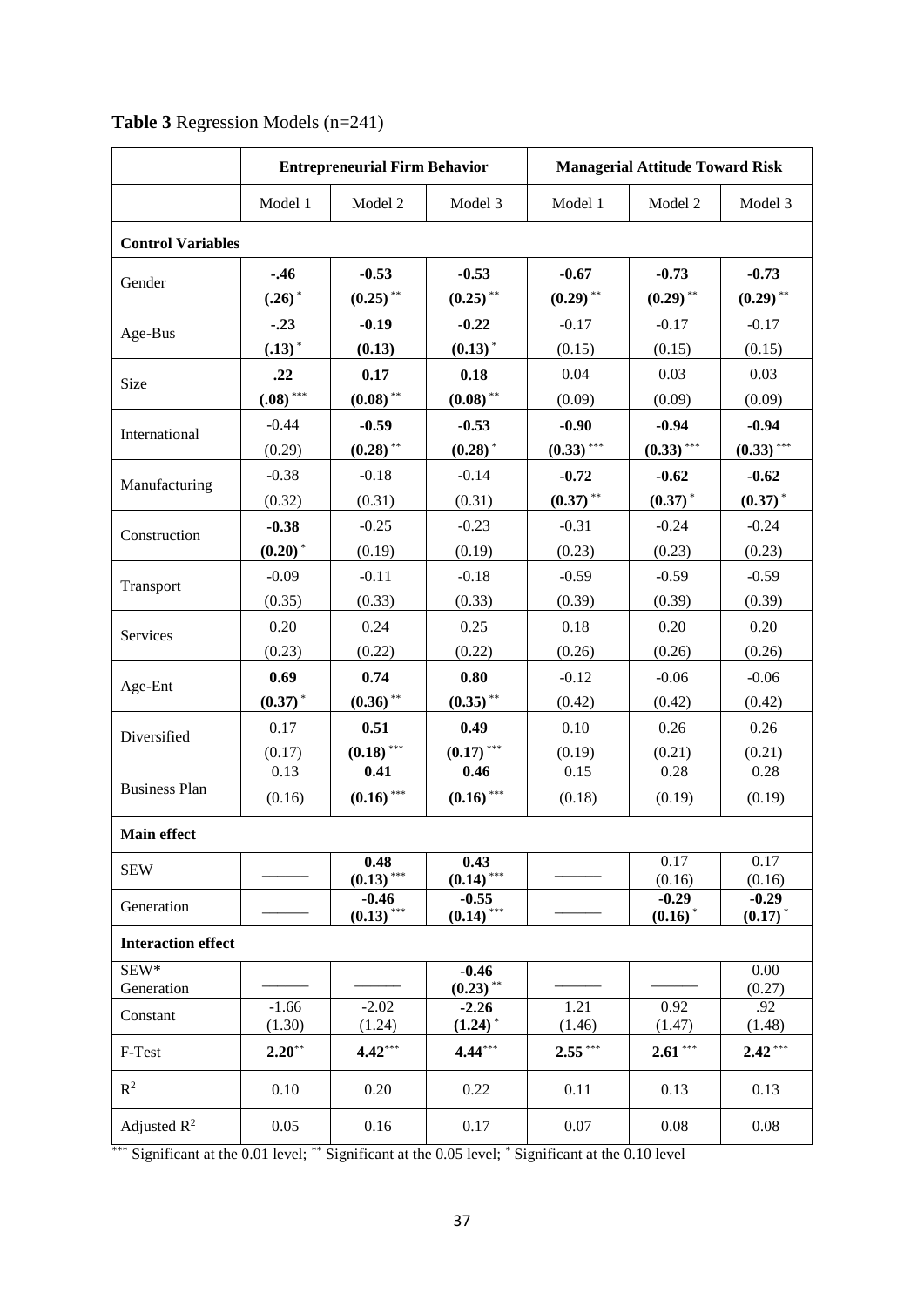**Table 3** Regression Models (n=241)

| | Entrepreneurial Firm Behavior | | | Managerial Attitude Toward Risk | | |
|---|---|---|---|---|---|---|
| | Model 1 | Model 2 | Model 3 | Model 1 | Model 2 | Model 3 |
| **Control Variables** | | | | | | |
| Gender | **-.46** **(.26)** * | **-0.53** **(0.25)** ** | **-0.53** **(0.25)** ** | **-0.67** **(0.29)** ** | **-0.73** **(0.29)** ** | **-0.73** **(0.29)** ** |
| Age-Bus | **-.23** **(.13)** * | **-0.19** **(0.13)** | **-0.22** **(0.13)** * | -0.17 (0.15) | -0.17 (0.15) | -0.17 (0.15) |
| Size | **.22** **(.08)** *** | **0.17** **(0.08)** ** | **0.18** **(0.08)** ** | 0.04 (0.09) | 0.03 (0.09) | 0.03 (0.09) |
| International | -0.44 (0.29) | **-0.59** **(0.28)** ** | **-0.53** **(0.28)** * | **-0.90** **(0.33)** *** | **-0.94** **(0.33)** *** | **-0.94** **(0.33)** *** |
| Manufacturing | -0.38 (0.32) | -0.18 (0.31) | -0.14 (0.31) | **-0.72** **(0.37)** ** | **-0.62** **(0.37)** * | **-0.62** **(0.37)** * |
| Construction | **-0.38** **(0.20)** * | -0.25 (0.19) | -0.23 (0.19) | -0.31 (0.23) | -0.24 (0.23) | -0.24 (0.23) |
| Transport | -0.09 (0.35) | -0.11 (0.33) | -0.18 (0.33) | -0.59 (0.39) | -0.59 (0.39) | -0.59 (0.39) |
| Services | 0.20 (0.23) | 0.24 (0.22) | 0.25 (0.22) | 0.18 (0.26) | 0.20 (0.26) | 0.20 (0.26) |
| Age-Ent | **0.69** **(0.37)** * | **0.74** **(0.36)** ** | **0.80** **(0.35)** ** | -0.12 (0.42) | -0.06 (0.42) | -0.06 (0.42) |
| Diversified | 0.17 (0.17) | **0.51** **(0.18)** *** | **0.49** **(0.17)** *** | 0.10 (0.19) | 0.26 (0.21) | 0.26 (0.21) |
| Business Plan | 0.13 (0.16) | **0.41** **(0.16)** *** | **0.46** **(0.16)** *** | 0.15 (0.18) | 0.28 (0.19) | 0.28 (0.19) |
| **Main effect** | | | | | | |
| SEW | ——— | **0.48** **(0.13)** *** | **0.43** **(0.14)** *** | ——— | 0.17 (0.16) | 0.17 (0.16) |
| Generation | ——— | **-0.46** **(0.13)** *** | **-0.55** **(0.14)** *** | ——— | **-0.29** **(0.16)** * | **-0.29** **(0.17)** * |
| **Interaction effect** | | | | | | |
| SEW* Generation | ——— | ——— | **-0.46** **(0.23)** ** | ——— | ——— | 0.00 (0.27) |
| Constant | -1.66 (1.30) | -2.02 (1.24) | **-2.26** **(1.24)** * | 1.21 (1.46) | 0.92 (1.47) | .92 (1.48) |
| F-Test | **2.20** ** | **4.42** *** | **4.44** *** | **2.55** *** | **2.61** *** | **2.42** *** |
| $R^2$ | 0.10 | 0.20 | 0.22 | 0.11 | 0.13 | 0.13 |
| Adjusted $R^2$ | 0.05 | 0.16 | 0.17 | 0.07 | 0.08 | 0.08 |

*** Significant at the 0.01 level; ** Significant at the 0.05 level; * Significant at the 0.10 level